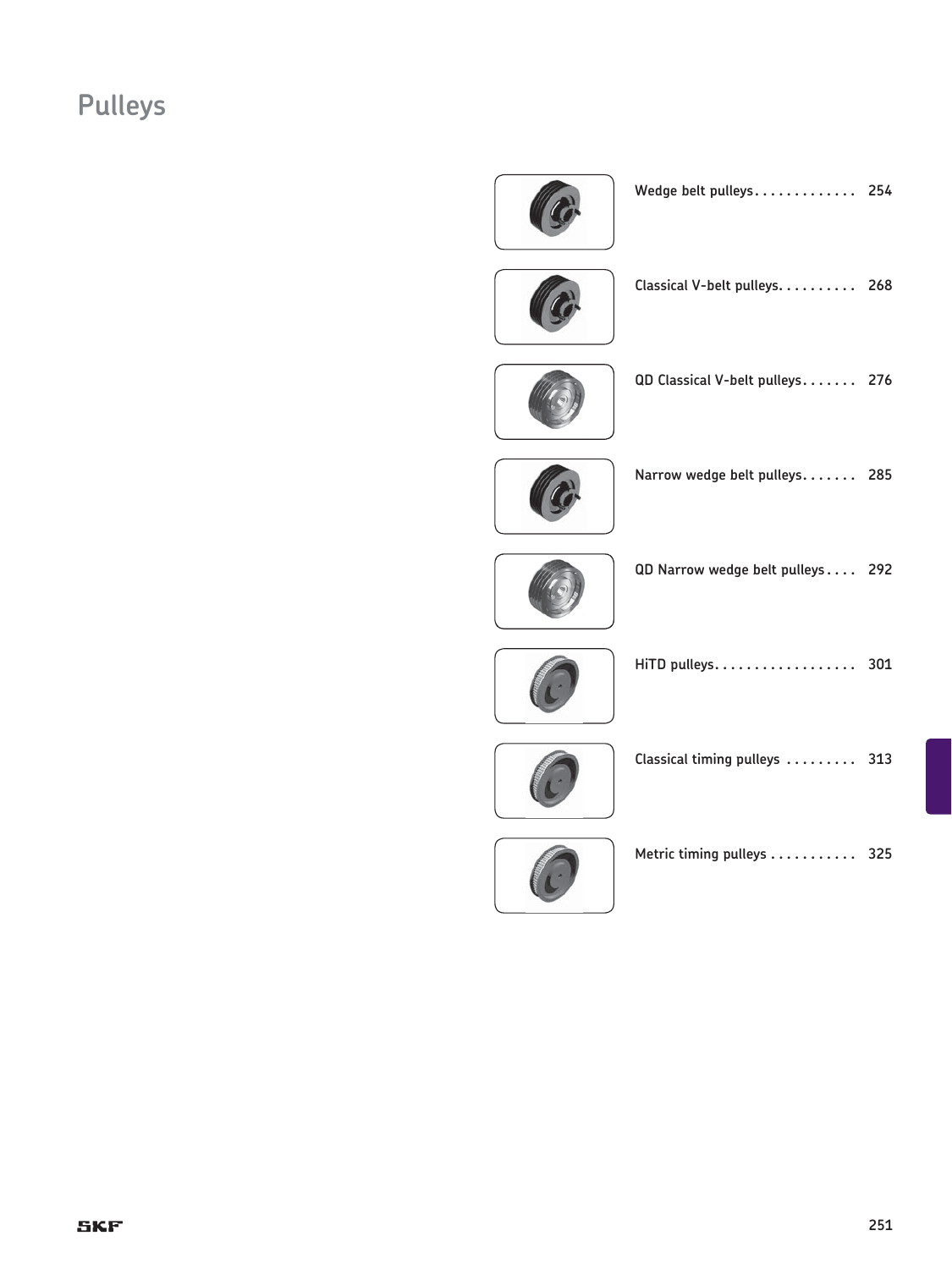# Pulleys

- Wedge belt pulleys . . . . . . . . . . . . . 254
- Classical V-belt pulleys . . . . . . . . . . 268
- QD Classical V-belt pulleys . . . . . . . 276
- Narrow wedge belt pulleys . . . . . . . 285
- QD Narrow wedge belt pulleys . . . . 292
- HiTD pulleys . . . . . . . . . . . . . . . . . . 301
- Classical timing pulleys . . . . . . . . . 313
- Metric timing pulleys . . . . . . . . . . . 325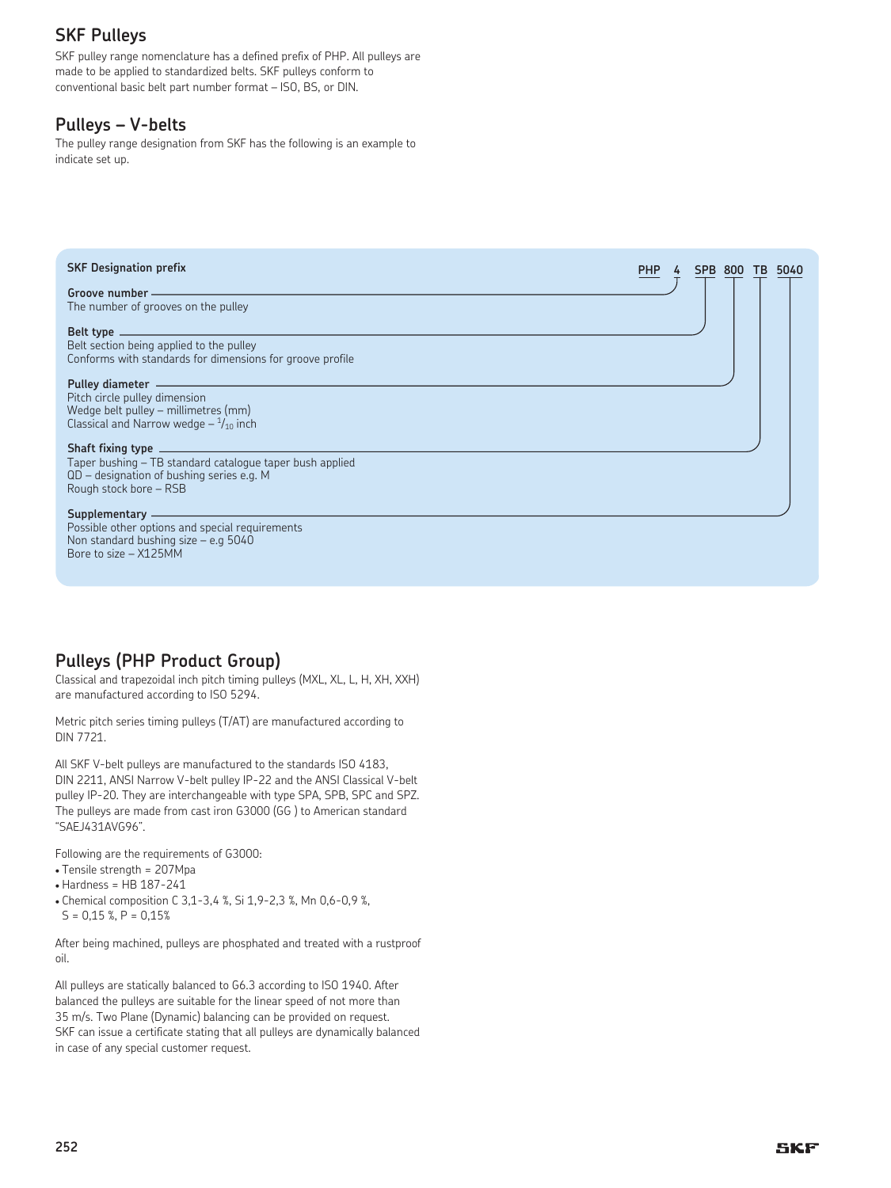## SKF Pulleys

SKF pulley range nomenclature has a defined prefix of PHP. All pulleys are made to be applied to standardized belts. SKF pulleys conform to conventional basic belt part number format – ISO, BS, or DIN.

## Pulleys – V-belts

The pulley range designation from SKF has the following is an example to indicate set up.

**SKF Designation prefix** — **PHP 4 SPB 800 TB 5040**

**Groove number** (4)
The number of grooves on the pulley

**Belt type** (SPB)
Belt section being applied to the pulley
Conforms with standards for dimensions for groove profile

**Pulley diameter** (800)
Pitch circle pulley dimension
Wedge belt pulley – millimetres (mm)
Classical and Narrow wedge – $^{1}/_{10}$ inch

**Shaft fixing type** (TB)
Taper bushing – TB standard catalogue taper bush applied
QD – designation of bushing series e.g. M
Rough stock bore – RSB

**Supplementary** (5040)
Possible other options and special requirements
Non standard bushing size – e.g 5040
Bore to size – X125MM

## Pulleys (PHP Product Group)

Classical and trapezoidal inch pitch timing pulleys (MXL, XL, L, H, XH, XXH) are manufactured according to ISO 5294.

Metric pitch series timing pulleys (T/AT) are manufactured according to DIN 7721.

All SKF V-belt pulleys are manufactured to the standards ISO 4183, DIN 2211, ANSI Narrow V-belt pulley IP-22 and the ANSI Classical V-belt pulley IP-20. They are interchangeable with type SPA, SPB, SPC and SPZ. The pulleys are made from cast iron G3000 (GG ) to American standard "SAEJ431AVG96".

Following are the requirements of G3000:

- Tensile strength = 207Mpa
- Hardness = HB 187-241
- Chemical composition C 3,1-3,4 %, Si 1,9-2,3 %, Mn 0,6-0,9 %, S = 0,15 %, P = 0,15%

After being machined, pulleys are phosphated and treated with a rustproof oil.

All pulleys are statically balanced to G6.3 according to ISO 1940. After balanced the pulleys are suitable for the linear speed of not more than 35 m/s. Two Plane (Dynamic) balancing can be provided on request. SKF can issue a certificate stating that all pulleys are dynamically balanced in case of any special customer request.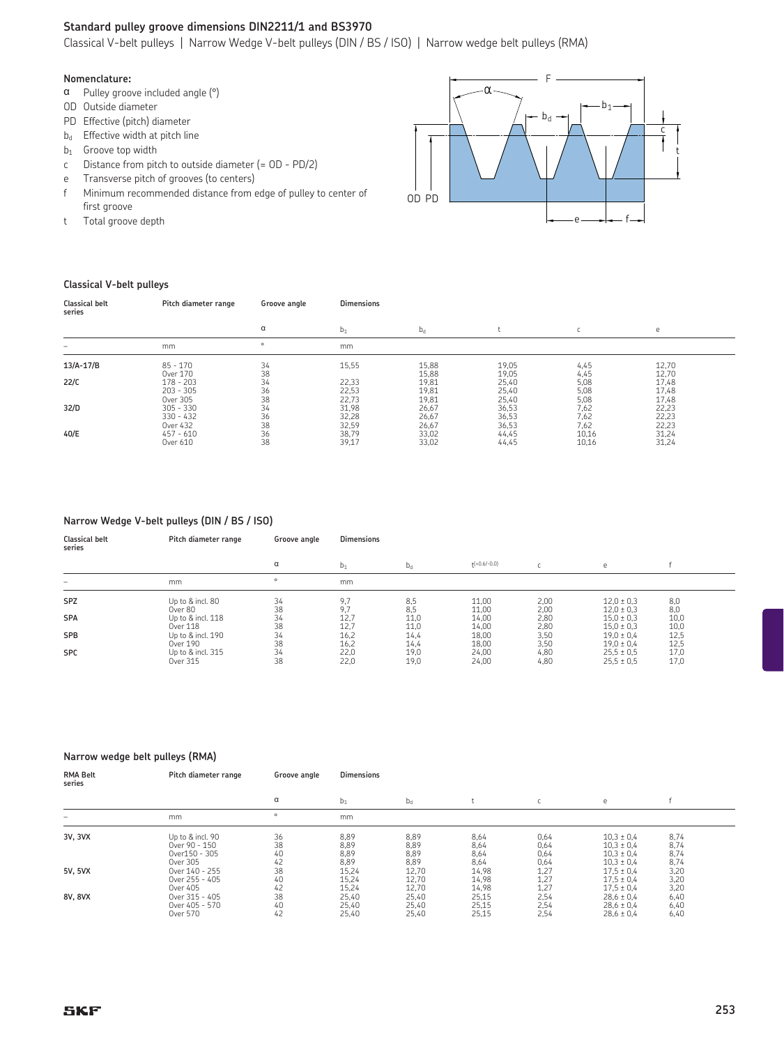## Standard pulley groove dimensions DIN2211/1 and BS3970

Classical V-belt pulleys | Narrow Wedge V-belt pulleys (DIN / BS / ISO) | Narrow wedge belt pulleys (RMA)

**Nomenclature:**

- α Pulley groove included angle (°)
- OD Outside diameter
- PD Effective (pitch) diameter
- $b_d$ Effective width at pitch line
- $b_1$ Groove top width
- c Distance from pitch to outside diameter (= OD - PD/2)
- e Transverse pitch of grooves (to centers)
- f Minimum recommended distance from edge of pulley to center of first groove
- t Total groove depth

### Classical V-belt pulleys

| Classical belt series | Pitch diameter range | Groove angle | Dimensions | | | | |
|---|---|---|---|---|---|---|---|
| | | α | $b_1$ | $b_d$ | t | c | e |
| – | mm | ° | mm | | | | |
| 13/A-17/B | 85 - 170 | 34 | 15,55 | 15,88 | 19,05 | 4,45 | 12,70 |
| | Over 170 | 38 | | 15,88 | 19,05 | 4,45 | 12,70 |
| 22/C | 178 - 203 | 34 | 22,33 | 19,81 | 25,40 | 5,08 | 17,48 |
| | 203 - 305 | 36 | 22,53 | 19,81 | 25,40 | 5,08 | 17,48 |
| | Over 305 | 38 | 22,73 | 19,81 | 25,40 | 5,08 | 17,48 |
| 32/D | 305 - 330 | 34 | 31,98 | 26,67 | 36,53 | 7,62 | 22,23 |
| | 330 - 432 | 36 | 32,28 | 26,67 | 36,53 | 7,62 | 22,23 |
| | Over 432 | 38 | 32,59 | 26,67 | 36,53 | 7,62 | 22,23 |
| 40/E | 457 - 610 | 36 | 38,79 | 33,02 | 44,45 | 10,16 | 31,24 |
| | Over 610 | 38 | 39,17 | 33,02 | 44,45 | 10,16 | 31,24 |

### Narrow Wedge V-belt pulleys (DIN / BS / ISO)

| Classical belt series | Pitch diameter range | Groove angle | Dimensions | | | | | |
|---|---|---|---|---|---|---|---|---|
| | | α | $b_1$ | $b_d$ | $t^{(+0.6/-0.0)}$ | c | e | f |
| – | mm | ° | mm | | | | | |
| SPZ | Up to & incl. 80 | 34 | 9,7 | 8,5 | 11,00 | 2,00 | 12,0 ± 0,3 | 8,0 |
| | Over 80 | 38 | 9,7 | 8,5 | 11,00 | 2,00 | 12,0 ± 0,3 | 8,0 |
| SPA | Up to & incl. 118 | 34 | 12,7 | 11,0 | 14,00 | 2,80 | 15,0 ± 0,3 | 10,0 |
| | Over 118 | 38 | 12,7 | 11,0 | 14,00 | 2,80 | 15,0 ± 0,3 | 10,0 |
| SPB | Up to & incl. 190 | 34 | 16,2 | 14,4 | 18,00 | 3,50 | 19,0 ± 0,4 | 12,5 |
| | Over 190 | 38 | 16,2 | 14,4 | 18,00 | 3,50 | 19,0 ± 0,4 | 12,5 |
| SPC | Up to & incl. 315 | 34 | 22,0 | 19,0 | 24,00 | 4,80 | 25,5 ± 0,5 | 17,0 |
| | Over 315 | 38 | 22,0 | 19,0 | 24,00 | 4,80 | 25,5 ± 0,5 | 17,0 |

### Narrow wedge belt pulleys (RMA)

| RMA Belt series | Pitch diameter range | Groove angle | Dimensions | | | | | |
|---|---|---|---|---|---|---|---|---|
| | | α | $b_1$ | $b_d$ | t | c | e | f |
| – | mm | ° | mm | | | | | |
| 3V, 3VX | Up to & incl. 90 | 36 | 8,89 | 8,89 | 8,64 | 0,64 | 10,3 ± 0,4 | 8,74 |
| | Over 90 - 150 | 38 | 8,89 | 8,89 | 8,64 | 0,64 | 10,3 ± 0,4 | 8,74 |
| | Over150 - 305 | 40 | 8,89 | 8,89 | 8,64 | 0,64 | 10,3 ± 0,4 | 8,74 |
| | Over 305 | 42 | 8,89 | 8,89 | 8,64 | 0,64 | 10,3 ± 0,4 | 8,74 |
| 5V, 5VX | Over 140 - 255 | 38 | 15,24 | 12,70 | 14,98 | 1,27 | 17,5 ± 0,4 | 3,20 |
| | Over 255 - 405 | 40 | 15,24 | 12,70 | 14,98 | 1,27 | 17,5 ± 0,4 | 3,20 |
| | Over 405 | 42 | 15,24 | 12,70 | 14,98 | 1,27 | 17,5 ± 0,4 | 3,20 |
| 8V, 8VX | Over 315 - 405 | 38 | 25,40 | 25,40 | 25,15 | 2,54 | 28,6 ± 0,4 | 6,40 |
| | Over 405 - 570 | 40 | 25,40 | 25,40 | 25,15 | 2,54 | 28,6 ± 0,4 | 6,40 |
| | Over 570 | 42 | 25,40 | 25,40 | 25,15 | 2,54 | 28,6 ± 0,4 | 6,40 |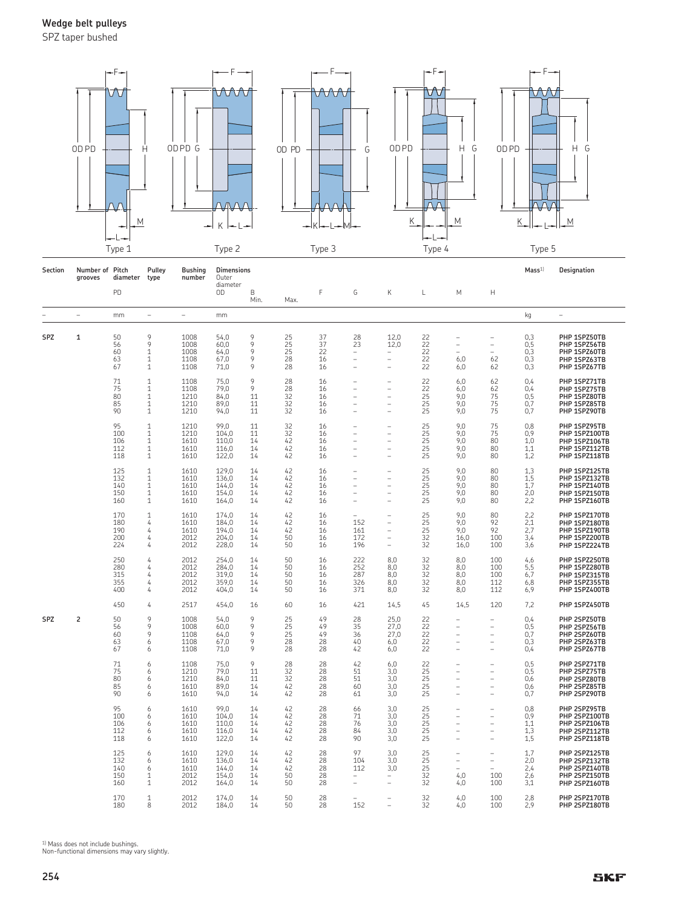## Wedge belt pulleys

SPZ taper bushed

Type 1 Type 2 Type 3 Type 4 Type 5

| Section | Number of grooves | Pitch diameter | Pulley type | Bushing number | Dimensions Outer diameter | | | | | | | | | Mass[1] | Designation |
|---|---|---|---|---|---|---|---|---|---|---|---|---|---|---|---|
| | | PD | | | OD | B Min. | Max. | F | G | K | L | M | H | | |
| – | – | mm | – | – | mm | | | | | | | | | kg | – |
| SPZ | 1 | 50 | 9 | 1008 | 54,0 | 9 | 25 | 37 | 28 | 12,0 | 22 | – | – | 0,3 | PHP 1SPZ50TB |
| | | 56 | 9 | 1008 | 60,0 | 9 | 25 | 37 | 23 | 12,0 | 22 | – | – | 0,5 | PHP 1SPZ56TB |
| | | 60 | 1 | 1008 | 64,0 | 9 | 25 | 22 | – | – | 22 | – | – | 0,3 | PHP 1SPZ60TB |
| | | 63 | 1 | 1108 | 67,0 | 9 | 28 | 16 | – | – | 22 | 6,0 | 62 | 0,3 | PHP 1SPZ63TB |
| | | 67 | 1 | 1108 | 71,0 | 9 | 28 | 16 | – | – | 22 | 6,0 | 62 | 0,3 | PHP 1SPZ67TB |
| | | 71 | 1 | 1108 | 75,0 | 9 | 28 | 16 | – | – | 22 | 6,0 | 62 | 0,4 | PHP 1SPZ71TB |
| | | 75 | 1 | 1108 | 79,0 | 9 | 28 | 16 | – | – | 22 | 6,0 | 62 | 0,4 | PHP 1SPZ75TB |
| | | 80 | 1 | 1210 | 84,0 | 11 | 32 | 16 | – | – | 25 | 9,0 | 75 | 0,5 | PHP 1SPZ80TB |
| | | 85 | 1 | 1210 | 89,0 | 11 | 32 | 16 | – | – | 25 | 9,0 | 75 | 0,7 | PHP 1SPZ85TB |
| | | 90 | 1 | 1210 | 94,0 | 11 | 32 | 16 | – | – | 25 | 9,0 | 75 | 0,7 | PHP 1SPZ90TB |
| | | 95 | 1 | 1210 | 99,0 | 11 | 32 | 16 | – | – | 25 | 9,0 | 75 | 0,8 | PHP 1SPZ95TB |
| | | 100 | 1 | 1210 | 104,0 | 11 | 32 | 16 | – | – | 25 | 9,0 | 75 | 0,9 | PHP 1SPZ100TB |
| | | 106 | 1 | 1610 | 110,0 | 14 | 42 | 16 | – | – | 25 | 9,0 | 80 | 1,0 | PHP 1SPZ106TB |
| | | 112 | 1 | 1610 | 116,0 | 14 | 42 | 16 | – | – | 25 | 9,0 | 80 | 1,1 | PHP 1SPZ112TB |
| | | 118 | 1 | 1610 | 122,0 | 14 | 42 | 16 | – | – | 25 | 9,0 | 80 | 1,2 | PHP 1SPZ118TB |
| | | 125 | 1 | 1610 | 129,0 | 14 | 42 | 16 | – | – | 25 | 9,0 | 80 | 1,3 | PHP 1SPZ125TB |
| | | 132 | 1 | 1610 | 136,0 | 14 | 42 | 16 | – | – | 25 | 9,0 | 80 | 1,5 | PHP 1SPZ132TB |
| | | 140 | 1 | 1610 | 144,0 | 14 | 42 | 16 | – | – | 25 | 9,0 | 80 | 1,7 | PHP 1SPZ140TB |
| | | 150 | 1 | 1610 | 154,0 | 14 | 42 | 16 | – | – | 25 | 9,0 | 80 | 2,0 | PHP 1SPZ150TB |
| | | 160 | 1 | 1610 | 164,0 | 14 | 42 | 16 | – | – | 25 | 9,0 | 80 | 2,2 | PHP 1SPZ160TB |
| | | 170 | 1 | 1610 | 174,0 | 14 | 42 | 16 | – | – | 25 | 9,0 | 80 | 2,2 | PHP 1SPZ170TB |
| | | 180 | 4 | 1610 | 184,0 | 14 | 42 | 16 | 152 | – | 25 | 9,0 | 92 | 2,1 | PHP 1SPZ180TB |
| | | 190 | 4 | 1610 | 194,0 | 14 | 42 | 16 | 161 | – | 25 | 9,0 | 92 | 2,7 | PHP 1SPZ190TB |
| | | 200 | 4 | 2012 | 204,0 | 14 | 50 | 16 | 172 | – | 32 | 16,0 | 100 | 3,4 | PHP 1SPZ200TB |
| | | 224 | 4 | 2012 | 228,0 | 14 | 50 | 16 | 196 | – | 32 | 16,0 | 100 | 3,6 | PHP 1SPZ224TB |
| | | 250 | 4 | 2012 | 254,0 | 14 | 50 | 16 | 222 | 8,0 | 32 | 8,0 | 100 | 4,6 | PHP 1SPZ250TB |
| | | 280 | 4 | 2012 | 284,0 | 14 | 50 | 16 | 252 | 8,0 | 32 | 8,0 | 100 | 5,5 | PHP 1SPZ280TB |
| | | 315 | 4 | 2012 | 319,0 | 14 | 50 | 16 | 287 | 8,0 | 32 | 8,0 | 100 | 6,7 | PHP 1SPZ315TB |
| | | 355 | 4 | 2012 | 359,0 | 14 | 50 | 16 | 326 | 8,0 | 32 | 8,0 | 112 | 6,8 | PHP 1SPZ355TB |
| | | 400 | 4 | 2012 | 404,0 | 14 | 50 | 16 | 371 | 8,0 | 32 | 8,0 | 112 | 6,9 | PHP 1SPZ400TB |
| | | 450 | 4 | 2517 | 454,0 | 16 | 60 | 16 | 421 | 14,5 | 45 | 14,5 | 120 | 7,2 | PHP 1SPZ450TB |
| SPZ | 2 | 50 | 9 | 1008 | 54,0 | 9 | 25 | 49 | 28 | 25,0 | 22 | – | – | 0,4 | PHP 2SPZ50TB |
| | | 56 | 9 | 1008 | 60,0 | 9 | 25 | 49 | 35 | 27,0 | 22 | – | – | 0,5 | PHP 2SPZ56TB |
| | | 60 | 9 | 1108 | 64,0 | 9 | 25 | 49 | 36 | 27,0 | 22 | – | – | 0,7 | PHP 2SPZ60TB |
| | | 63 | 6 | 1108 | 67,0 | 9 | 28 | 28 | 40 | 6,0 | 22 | – | – | 0,3 | PHP 2SPZ63TB |
| | | 67 | 6 | 1108 | 71,0 | 9 | 28 | 28 | 42 | 6,0 | 22 | – | – | 0,4 | PHP 2SPZ67TB |
| | | 71 | 6 | 1108 | 75,0 | 9 | 28 | 28 | 42 | 6,0 | 22 | – | – | 0,5 | PHP 2SPZ71TB |
| | | 75 | 6 | 1210 | 79,0 | 11 | 32 | 28 | 51 | 3,0 | 25 | – | – | 0,5 | PHP 2SPZ75TB |
| | | 80 | 6 | 1210 | 84,0 | 11 | 32 | 28 | 51 | 3,0 | 25 | – | – | 0,6 | PHP 2SPZ80TB |
| | | 85 | 6 | 1610 | 89,0 | 14 | 42 | 28 | 60 | 3,0 | 25 | – | – | 0,6 | PHP 2SPZ85TB |
| | | 90 | 6 | 1610 | 94,0 | 14 | 42 | 28 | 61 | 3,0 | 25 | – | – | 0,7 | PHP 2SPZ90TB |
| | | 95 | 6 | 1610 | 99,0 | 14 | 42 | 28 | 66 | 3,0 | 25 | – | – | 0,8 | PHP 2SPZ95TB |
| | | 100 | 6 | 1610 | 104,0 | 14 | 42 | 28 | 71 | 3,0 | 25 | – | – | 0,9 | PHP 2SPZ100TB |
| | | 106 | 6 | 1610 | 110,0 | 14 | 42 | 28 | 76 | 3,0 | 25 | – | – | 1,1 | PHP 2SPZ106TB |
| | | 112 | 6 | 1610 | 116,0 | 14 | 42 | 28 | 84 | 3,0 | 25 | – | – | 1,3 | PHP 2SPZ112TB |
| | | 118 | 6 | 1610 | 122,0 | 14 | 42 | 28 | 90 | 3,0 | 25 | – | – | 1,5 | PHP 2SPZ118TB |
| | | 125 | 6 | 1610 | 129,0 | 14 | 42 | 28 | 97 | 3,0 | 25 | – | – | 1,7 | PHP 2SPZ125TB |
| | | 132 | 6 | 1610 | 136,0 | 14 | 42 | 28 | 104 | 3,0 | 25 | – | – | 2,0 | PHP 2SPZ132TB |
| | | 140 | 6 | 1610 | 144,0 | 14 | 42 | 28 | 112 | 3,0 | 25 | – | – | 2,4 | PHP 2SPZ140TB |
| | | 150 | 1 | 2012 | 154,0 | 14 | 50 | 28 | – | – | 32 | 4,0 | 100 | 2,6 | PHP 2SPZ150TB |
| | | 160 | 1 | 2012 | 164,0 | 14 | 50 | 28 | – | – | 32 | 4,0 | 100 | 3,1 | PHP 2SPZ160TB |
| | | 170 | 1 | 2012 | 174,0 | 14 | 50 | 28 | – | – | 32 | 4,0 | 100 | 2,8 | PHP 2SPZ170TB |
| | | 180 | 8 | 2012 | 184,0 | 14 | 50 | 28 | 152 | – | 32 | 4,0 | 100 | 2,9 | PHP 2SPZ180TB |

[1] Mass does not include bushings.
Non-functional dimensions may vary slightly.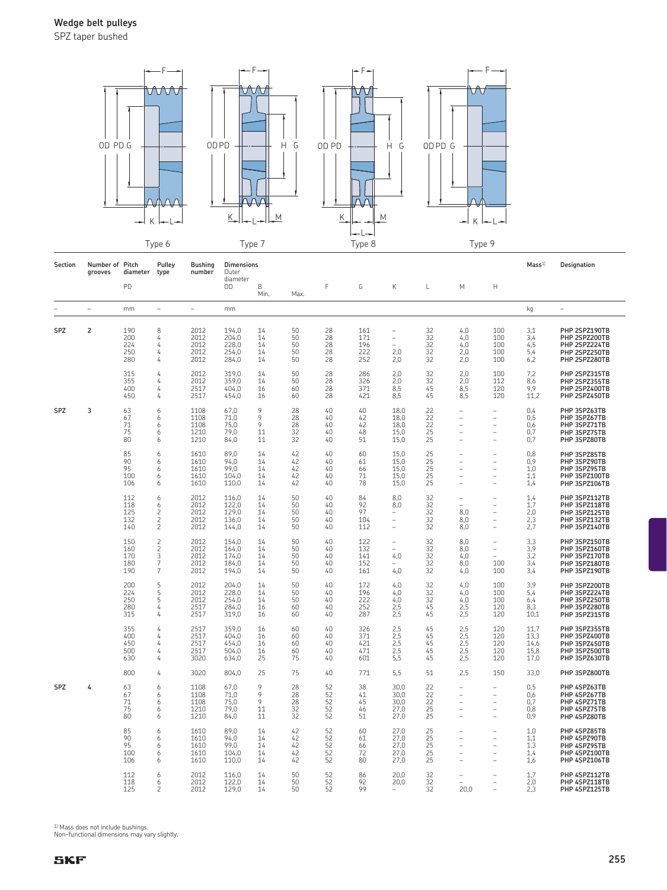## Wedge belt pulleys

SPZ taper bushed

Type 6 Type 7 Type 8 Type 9

| Section | Number of grooves | Pitch diameter PD | Pulley type | Bushing number | Dimensions Outer diameter OD | B Min. | Max. | F | G | K | L | M | H | Mass[1)] | Designation |
|---|---|---|---|---|---|---|---|---|---|---|---|---|---|---|---|
| – | – | mm | – | – | mm | | | | | | | | | kg | – |
| SPZ | 2 | 190 | 8 | 2012 | 194,0 | 14 | 50 | 28 | 161 | – | 32 | 4,0 | 100 | 3,1 | PHP 2SPZ190TB |
| | | 200 | 4 | 2012 | 204,0 | 14 | 50 | 28 | 171 | – | 32 | 4,0 | 100 | 3,4 | PHP 2SPZ200TB |
| | | 224 | 4 | 2012 | 228,0 | 14 | 50 | 28 | 196 | – | 32 | 4,0 | 100 | 4,5 | PHP 2SPZ224TB |
| | | 250 | 4 | 2012 | 254,0 | 14 | 50 | 28 | 222 | 2,0 | 32 | 2,0 | 100 | 5,4 | PHP 2SPZ250TB |
| | | 280 | 4 | 2012 | 284,0 | 14 | 50 | 28 | 252 | 2,0 | 32 | 2,0 | 100 | 6,2 | PHP 2SPZ280TB |
| | | 315 | 4 | 2012 | 319,0 | 14 | 50 | 28 | 286 | 2,0 | 32 | 2,0 | 100 | 7,2 | PHP 2SPZ315TB |
| | | 355 | 4 | 2012 | 359,0 | 14 | 50 | 28 | 326 | 2,0 | 32 | 2,0 | 112 | 8,6 | PHP 2SPZ355TB |
| | | 400 | 4 | 2517 | 404,0 | 16 | 60 | 28 | 371 | 8,5 | 45 | 8,5 | 120 | 9,9 | PHP 2SPZ400TB |
| | | 450 | 4 | 2517 | 454,0 | 16 | 60 | 28 | 421 | 8,5 | 45 | 8,5 | 120 | 11,2 | PHP 2SPZ450TB |
| SPZ | 3 | 63 | 6 | 1108 | 67,0 | 9 | 28 | 40 | 40 | 18,0 | 22 | – | – | 0,4 | PHP 3SPZ63TB |
| | | 67 | 6 | 1108 | 71,0 | 9 | 28 | 40 | 42 | 18,0 | 22 | – | – | 0,5 | PHP 3SPZ67TB |
| | | 71 | 6 | 1108 | 75,0 | 9 | 28 | 40 | 42 | 18,0 | 22 | – | – | 0,6 | PHP 3SPZ71TB |
| | | 75 | 6 | 1210 | 79,0 | 11 | 32 | 40 | 48 | 15,0 | 25 | – | – | 0,7 | PHP 3SPZ75TB |
| | | 80 | 6 | 1210 | 84,0 | 11 | 32 | 40 | 51 | 15,0 | 25 | – | – | 0,7 | PHP 3SPZ80TB |
| | | 85 | 6 | 1610 | 89,0 | 14 | 42 | 40 | 60 | 15,0 | 25 | – | – | 0,8 | PHP 3SPZ85TB |
| | | 90 | 6 | 1610 | 94,0 | 14 | 42 | 40 | 61 | 15,0 | 25 | – | – | 0,9 | PHP 3SPZ90TB |
| | | 95 | 6 | 1610 | 99,0 | 14 | 42 | 40 | 66 | 15,0 | 25 | – | – | 1,0 | PHP 3SPZ95TB |
| | | 100 | 6 | 1610 | 104,0 | 14 | 42 | 40 | 71 | 15,0 | 25 | – | – | 1,1 | PHP 3SPZ100TB |
| | | 106 | 6 | 1610 | 110,0 | 14 | 42 | 40 | 78 | 15,0 | 25 | – | – | 1,4 | PHP 3SPZ106TB |
| | | 112 | 6 | 2012 | 116,0 | 14 | 50 | 40 | 84 | 8,0 | 32 | – | – | 1,4 | PHP 3SPZ112TB |
| | | 118 | 6 | 2012 | 122,0 | 14 | 50 | 40 | 92 | 8,0 | 32 | – | – | 1,7 | PHP 3SPZ118TB |
| | | 125 | 2 | 2012 | 129,0 | 14 | 50 | 40 | 97 | – | 32 | 8,0 | – | 2,0 | PHP 3SPZ125TB |
| | | 132 | 2 | 2012 | 136,0 | 14 | 50 | 40 | 104 | – | 32 | 8,0 | – | 2,3 | PHP 3SPZ132TB |
| | | 140 | 2 | 2012 | 144,0 | 14 | 50 | 40 | 112 | – | 32 | 8,0 | – | 2,7 | PHP 3SPZ140TB |
| | | 150 | 2 | 2012 | 154,0 | 14 | 50 | 40 | 122 | – | 32 | 8,0 | – | 3,3 | PHP 3SPZ150TB |
| | | 160 | 2 | 2012 | 164,0 | 14 | 50 | 40 | 132 | – | 32 | 8,0 | – | 3,9 | PHP 3SPZ160TB |
| | | 170 | 3 | 2012 | 174,0 | 14 | 50 | 40 | 141 | 4,0 | 32 | 4,0 | – | 3,2 | PHP 3SPZ170TB |
| | | 180 | 7 | 2012 | 184,0 | 14 | 50 | 40 | 152 | – | 32 | 8,0 | 100 | 3,4 | PHP 3SPZ180TB |
| | | 190 | 7 | 2012 | 194,0 | 14 | 50 | 40 | 161 | 4,0 | 32 | 4,0 | 100 | 3,4 | PHP 3SPZ190TB |
| | | 200 | 5 | 2012 | 204,0 | 14 | 50 | 40 | 172 | 4,0 | 32 | 4,0 | 100 | 3,9 | PHP 3SPZ200TB |
| | | 224 | 5 | 2012 | 228,0 | 14 | 50 | 40 | 196 | 4,0 | 32 | 4,0 | 100 | 5,4 | PHP 3SPZ224TB |
| | | 250 | 5 | 2012 | 254,0 | 14 | 50 | 40 | 222 | 4,0 | 32 | 4,0 | 100 | 6,4 | PHP 3SPZ250TB |
| | | 280 | 4 | 2517 | 284,0 | 16 | 60 | 40 | 252 | 2,5 | 45 | 2,5 | 120 | 8,3 | PHP 3SPZ280TB |
| | | 315 | 4 | 2517 | 319,0 | 16 | 60 | 40 | 287 | 2,5 | 45 | 2,5 | 120 | 10,1 | PHP 3SPZ315TB |
| | | 355 | 4 | 2517 | 359,0 | 16 | 60 | 40 | 326 | 2,5 | 45 | 2,5 | 120 | 11,7 | PHP 3SPZ355TB |
| | | 400 | 4 | 2517 | 404,0 | 16 | 60 | 40 | 371 | 2,5 | 45 | 2,5 | 120 | 13,3 | PHP 3SPZ400TB |
| | | 450 | 4 | 2517 | 454,0 | 16 | 60 | 40 | 421 | 2,5 | 45 | 2,5 | 120 | 14,6 | PHP 3SPZ450TB |
| | | 500 | 4 | 2517 | 504,0 | 16 | 60 | 40 | 471 | 2,5 | 45 | 2,5 | 120 | 15,8 | PHP 3SPZ500TB |
| | | 630 | 4 | 3020 | 634,0 | 25 | 75 | 40 | 601 | 5,5 | 45 | 2,5 | 120 | 17,0 | PHP 3SPZ630TB |
| | | 800 | 4 | 3020 | 804,0 | 25 | 75 | 40 | 771 | 5,5 | 51 | 2,5 | 150 | 33,0 | PHP 3SPZ800TB |
| SPZ | 4 | 63 | 6 | 1108 | 67,0 | 9 | 28 | 52 | 38 | 30,0 | 22 | – | – | 0,5 | PHP 4SPZ63TB |
| | | 67 | 6 | 1108 | 71,0 | 9 | 28 | 52 | 41 | 30,0 | 22 | – | – | 0,6 | PHP 4SPZ67TB |
| | | 71 | 6 | 1108 | 75,0 | 9 | 28 | 52 | 45 | 30,0 | 22 | – | – | 0,7 | PHP 4SPZ71TB |
| | | 75 | 6 | 1210 | 79,0 | 11 | 32 | 52 | 46 | 27,0 | 25 | – | – | 0,8 | PHP 4SPZ75TB |
| | | 80 | 6 | 1210 | 84,0 | 11 | 32 | 52 | 51 | 27,0 | 25 | – | – | 0,9 | PHP 4SPZ80TB |
| | | 85 | 6 | 1610 | 89,0 | 14 | 42 | 52 | 60 | 27,0 | 25 | – | – | 1,0 | PHP 4SPZ85TB |
| | | 90 | 6 | 1610 | 94,0 | 14 | 42 | 52 | 61 | 27,0 | 25 | – | – | 1,1 | PHP 4SPZ90TB |
| | | 95 | 6 | 1610 | 99,0 | 14 | 42 | 52 | 66 | 27,0 | 25 | – | – | 1,3 | PHP 4SPZ95TB |
| | | 100 | 6 | 1610 | 104,0 | 14 | 42 | 52 | 72 | 27,0 | 25 | – | – | 1,4 | PHP 4SPZ100TB |
| | | 106 | 6 | 1610 | 110,0 | 14 | 42 | 52 | 80 | 27,0 | 25 | – | – | 1,6 | PHP 4SPZ106TB |
| | | 112 | 6 | 2012 | 116,0 | 14 | 50 | 52 | 86 | 20,0 | 32 | – | – | 1,7 | PHP 4SPZ112TB |
| | | 118 | 6 | 2012 | 122,0 | 14 | 50 | 52 | 92 | 20,0 | 32 | – | – | 2,0 | PHP 4SPZ118TB |
| | | 125 | 2 | 2012 | 129,0 | 14 | 50 | 52 | 99 | – | 32 | 20,0 | – | 2,3 | PHP 4SPZ125TB |

1) Mass does not include bushings.
Non-functional dimensions may vary slightly.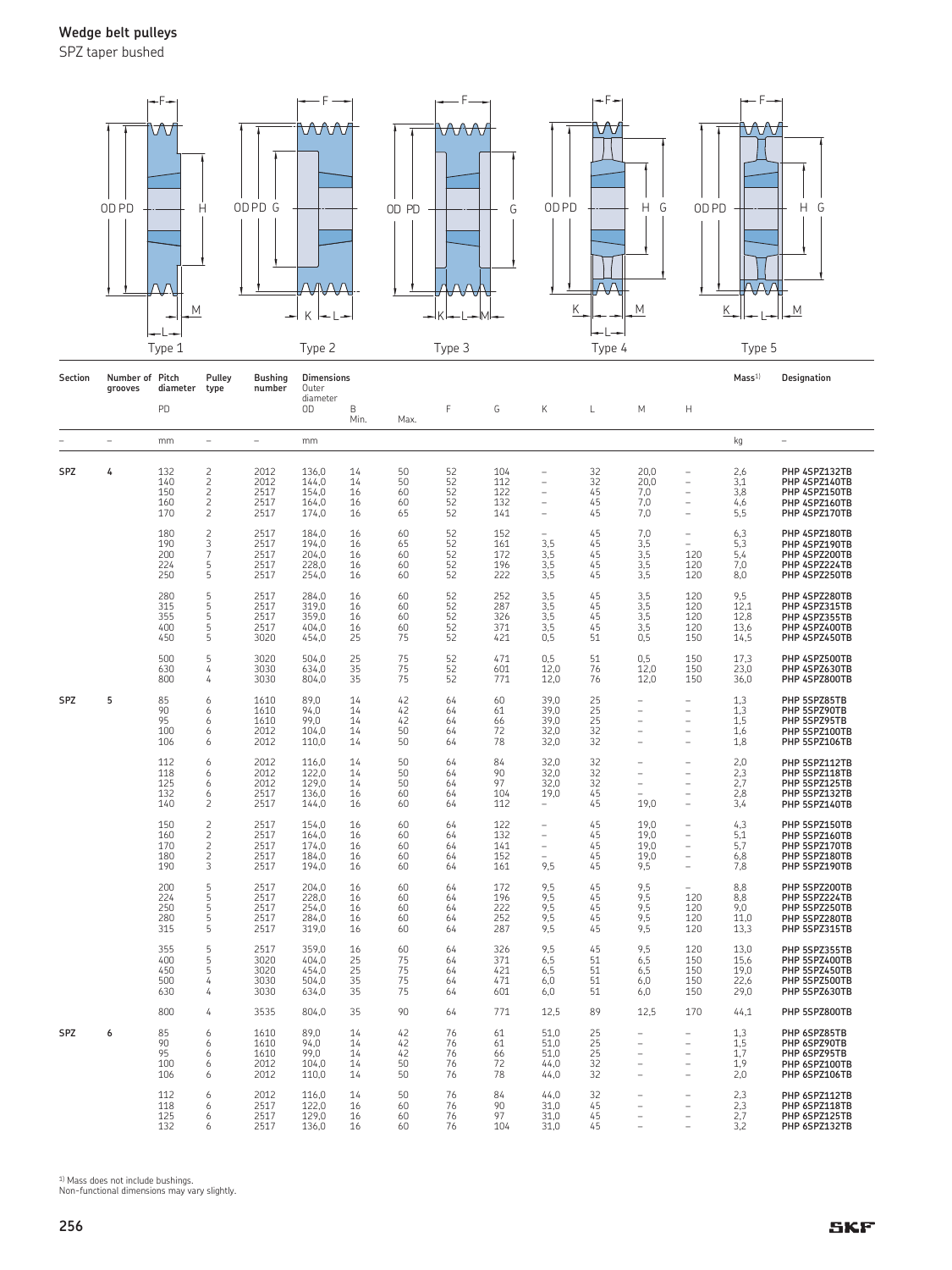## Wedge belt pulleys

SPZ taper bushed

Type 1 Type 2 Type 3 Type 4 Type 5

| Section | Number of grooves | Pitch diameter | Pulley type | Bushing number | Dimensions | | | | | | | | | | Mass[1)] | Designation |
|---|---|---|---|---|---|---|---|---|---|---|---|---|---|---|---|---|
| | | PD | | | Outer diameter OD | B Min. | Max. | F | G | K | L | M | H | | | |
| – | – | mm | – | – | mm | | | | | | | | | | kg | – |
| SPZ | 4 | 132 | 2 | 2012 | 136,0 | 14 | 50 | 52 | 104 | – | 32 | 20,0 | – | | 2,6 | PHP 4SPZ132TB |
| | | 140 | 2 | 2012 | 144,0 | 14 | 50 | 52 | 112 | – | 32 | 20,0 | – | | 3,1 | PHP 4SPZ140TB |
| | | 150 | 2 | 2517 | 154,0 | 16 | 60 | 52 | 122 | – | 45 | 7,0 | – | | 3,8 | PHP 4SPZ150TB |
| | | 160 | 2 | 2517 | 164,0 | 16 | 60 | 52 | 132 | – | 45 | 7,0 | – | | 4,6 | PHP 4SPZ160TB |
| | | 170 | 2 | 2517 | 174,0 | 16 | 65 | 52 | 141 | – | 45 | 7,0 | – | | 5,5 | PHP 4SPZ170TB |
| | | 180 | 2 | 2517 | 184,0 | 16 | 60 | 52 | 152 | – | 45 | 7,0 | – | | 6,3 | PHP 4SPZ180TB |
| | | 190 | 3 | 2517 | 194,0 | 16 | 65 | 52 | 161 | 3,5 | 45 | 3,5 | – | | 5,3 | PHP 4SPZ190TB |
| | | 200 | 7 | 2517 | 204,0 | 16 | 60 | 52 | 172 | 3,5 | 45 | 3,5 | 120 | | 5,4 | PHP 4SPZ200TB |
| | | 224 | 5 | 2517 | 228,0 | 16 | 60 | 52 | 196 | 3,5 | 45 | 3,5 | 120 | | 7,0 | PHP 4SPZ224TB |
| | | 250 | 5 | 2517 | 254,0 | 16 | 60 | 52 | 222 | 3,5 | 45 | 3,5 | 120 | | 8,0 | PHP 4SPZ250TB |
| | | 280 | 5 | 2517 | 284,0 | 16 | 60 | 52 | 252 | 3,5 | 45 | 3,5 | 120 | | 9,5 | PHP 4SPZ280TB |
| | | 315 | 5 | 2517 | 319,0 | 16 | 60 | 52 | 287 | 3,5 | 45 | 3,5 | 120 | | 12,1 | PHP 4SPZ315TB |
| | | 355 | 5 | 2517 | 359,0 | 16 | 60 | 52 | 326 | 3,5 | 45 | 3,5 | 120 | | 12,8 | PHP 4SPZ355TB |
| | | 400 | 5 | 2517 | 404,0 | 16 | 60 | 52 | 371 | 3,5 | 45 | 3,5 | 120 | | 13,6 | PHP 4SPZ400TB |
| | | 450 | 5 | 3020 | 454,0 | 25 | 75 | 52 | 421 | 0,5 | 51 | 0,5 | 150 | | 14,5 | PHP 4SPZ450TB |
| | | 500 | 5 | 3020 | 504,0 | 25 | 75 | 52 | 471 | 0,5 | 51 | 0,5 | 150 | | 17,3 | PHP 4SPZ500TB |
| | | 630 | 4 | 3030 | 634,0 | 35 | 75 | 52 | 601 | 12,0 | 76 | 12,0 | 150 | | 23,0 | PHP 4SPZ630TB |
| | | 800 | 4 | 3030 | 804,0 | 35 | 75 | 52 | 771 | 12,0 | 76 | 12,0 | 150 | | 36,0 | PHP 4SPZ800TB |
| SPZ | 5 | 85 | 6 | 1610 | 89,0 | 14 | 42 | 64 | 60 | 39,0 | 25 | – | – | | 1,3 | PHP 5SPZ85TB |
| | | 90 | 6 | 1610 | 94,0 | 14 | 42 | 64 | 61 | 39,0 | 25 | – | – | | 1,3 | PHP 5SPZ90TB |
| | | 95 | 6 | 1610 | 99,0 | 14 | 42 | 64 | 66 | 39,0 | 25 | – | – | | 1,5 | PHP 5SPZ95TB |
| | | 100 | 6 | 2012 | 104,0 | 14 | 50 | 64 | 72 | 32,0 | 32 | – | – | | 1,6 | PHP 5SPZ100TB |
| | | 106 | 6 | 2012 | 110,0 | 14 | 50 | 64 | 78 | 32,0 | 32 | – | – | | 1,8 | PHP 5SPZ106TB |
| | | 112 | 6 | 2012 | 116,0 | 14 | 50 | 64 | 84 | 32,0 | 32 | – | – | | 2,0 | PHP 5SPZ112TB |
| | | 118 | 6 | 2012 | 122,0 | 14 | 50 | 64 | 90 | 32,0 | 32 | – | – | | 2,3 | PHP 5SPZ118TB |
| | | 125 | 6 | 2012 | 129,0 | 14 | 50 | 64 | 97 | 32,0 | 32 | – | – | | 2,7 | PHP 5SPZ125TB |
| | | 132 | 6 | 2517 | 136,0 | 16 | 60 | 64 | 104 | 19,0 | 45 | – | – | | 2,8 | PHP 5SPZ132TB |
| | | 140 | 2 | 2517 | 144,0 | 16 | 60 | 64 | 112 | – | 45 | 19,0 | – | | 3,4 | PHP 5SPZ140TB |
| | | 150 | 2 | 2517 | 154,0 | 16 | 60 | 64 | 122 | – | 45 | 19,0 | – | | 4,3 | PHP 5SPZ150TB |
| | | 160 | 2 | 2517 | 164,0 | 16 | 60 | 64 | 132 | – | 45 | 19,0 | – | | 5,1 | PHP 5SPZ160TB |
| | | 170 | 2 | 2517 | 174,0 | 16 | 60 | 64 | 141 | – | 45 | 19,0 | – | | 5,7 | PHP 5SPZ170TB |
| | | 180 | 2 | 2517 | 184,0 | 16 | 60 | 64 | 152 | – | 45 | 19,0 | – | | 6,8 | PHP 5SPZ180TB |
| | | 190 | 3 | 2517 | 194,0 | 16 | 60 | 64 | 161 | 9,5 | 45 | 9,5 | – | | 7,8 | PHP 5SPZ190TB |
| | | 200 | 5 | 2517 | 204,0 | 16 | 60 | 64 | 172 | 9,5 | 45 | 9,5 | – | | 8,8 | PHP 5SPZ200TB |
| | | 224 | 5 | 2517 | 228,0 | 16 | 60 | 64 | 196 | 9,5 | 45 | 9,5 | 120 | | 8,8 | PHP 5SPZ224TB |
| | | 250 | 5 | 2517 | 254,0 | 16 | 60 | 64 | 222 | 9,5 | 45 | 9,5 | 120 | | 9,0 | PHP 5SPZ250TB |
| | | 280 | 5 | 2517 | 284,0 | 16 | 60 | 64 | 252 | 9,5 | 45 | 9,5 | 120 | | 11,0 | PHP 5SPZ280TB |
| | | 315 | 5 | 2517 | 319,0 | 16 | 60 | 64 | 287 | 9,5 | 45 | 9,5 | 120 | | 13,3 | PHP 5SPZ315TB |
| | | 355 | 5 | 2517 | 359,0 | 16 | 60 | 64 | 326 | 9,5 | 45 | 9,5 | 120 | | 13,0 | PHP 5SPZ355TB |
| | | 400 | 5 | 3020 | 404,0 | 25 | 75 | 64 | 371 | 6,5 | 51 | 6,5 | 150 | | 15,6 | PHP 5SPZ400TB |
| | | 450 | 5 | 3020 | 454,0 | 25 | 75 | 64 | 421 | 6,5 | 51 | 6,5 | 150 | | 19,0 | PHP 5SPZ450TB |
| | | 500 | 4 | 3030 | 504,0 | 35 | 75 | 64 | 471 | 6,0 | 51 | 6,0 | 150 | | 22,6 | PHP 5SPZ500TB |
| | | 630 | 4 | 3030 | 634,0 | 35 | 75 | 64 | 601 | 6,0 | 51 | 6,0 | 150 | | 29,0 | PHP 5SPZ630TB |
| | | 800 | 4 | 3535 | 804,0 | 35 | 90 | 64 | 771 | 12,5 | 89 | 12,5 | 170 | | 44,1 | PHP 5SPZ800TB |
| SPZ | 6 | 85 | 6 | 1610 | 89,0 | 14 | 42 | 76 | 61 | 51,0 | 25 | – | – | | 1,3 | PHP 6SPZ85TB |
| | | 90 | 6 | 1610 | 94,0 | 14 | 42 | 76 | 61 | 51,0 | 25 | – | – | | 1,5 | PHP 6SPZ90TB |
| | | 95 | 6 | 1610 | 99,0 | 14 | 42 | 76 | 66 | 51,0 | 25 | – | – | | 1,7 | PHP 6SPZ95TB |
| | | 100 | 6 | 2012 | 104,0 | 14 | 50 | 76 | 72 | 44,0 | 32 | – | – | | 1,9 | PHP 6SPZ100TB |
| | | 106 | 6 | 2012 | 110,0 | 14 | 50 | 76 | 78 | 44,0 | 32 | – | – | | 2,0 | PHP 6SPZ106TB |
| | | 112 | 6 | 2012 | 116,0 | 14 | 50 | 76 | 84 | 44,0 | 32 | – | – | | 2,3 | PHP 6SPZ112TB |
| | | 118 | 6 | 2517 | 122,0 | 16 | 60 | 76 | 90 | 31,0 | 45 | – | – | | 2,3 | PHP 6SPZ118TB |
| | | 125 | 6 | 2517 | 129,0 | 16 | 60 | 76 | 97 | 31,0 | 45 | – | – | | 2,7 | PHP 6SPZ125TB |
| | | 132 | 6 | 2517 | 136,0 | 16 | 60 | 76 | 104 | 31,0 | 45 | – | – | | 3,2 | PHP 6SPZ132TB |

[1)] Mass does not include bushings.
Non-functional dimensions may vary slightly.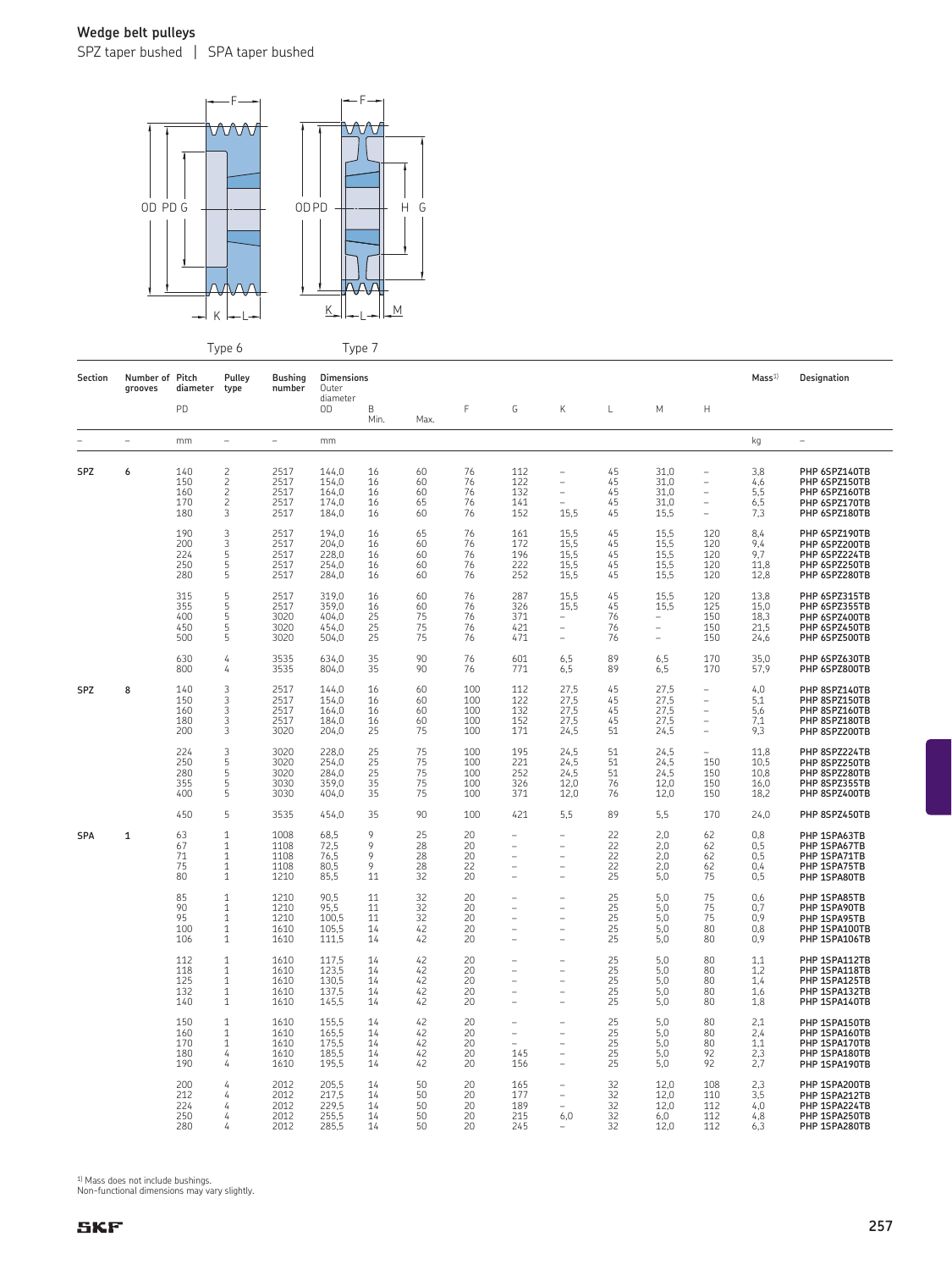# Wedge belt pulleys

SPZ taper bushed | SPA taper bushed

Type 6 | Type 7

| Section | Number of grooves | Pitch diameter PD | Pulley type | Bushing number | Outer diameter OD | B Min. | B Max. | F | G | K | L | M | H | Mass[1] | Designation |
|---|---|---|---|---|---|---|---|---|---|---|---|---|---|---|---|
| – | – | mm | – | – | mm | | | | | | | | | kg | – |
| SPZ | 6 | 140 | 2 | 2517 | 144,0 | 16 | 60 | 76 | 112 | – | 45 | 31,0 | – | 3,8 | PHP 6SPZ140TB |
| | | 150 | 2 | 2517 | 154,0 | 16 | 60 | 76 | 122 | – | 45 | 31,0 | – | 4,6 | PHP 6SPZ150TB |
| | | 160 | 2 | 2517 | 164,0 | 16 | 60 | 76 | 132 | – | 45 | 31,0 | – | 5,5 | PHP 6SPZ160TB |
| | | 170 | 2 | 2517 | 174,0 | 16 | 65 | 76 | 141 | – | 45 | 31,0 | – | 6,5 | PHP 6SPZ170TB |
| | | 180 | 3 | 2517 | 184,0 | 16 | 60 | 76 | 152 | 15,5 | 45 | 15,5 | – | 7,3 | PHP 6SPZ180TB |
| | | 190 | 3 | 2517 | 194,0 | 16 | 65 | 76 | 161 | 15,5 | 45 | 15,5 | 120 | 8,4 | PHP 6SPZ190TB |
| | | 200 | 3 | 2517 | 204,0 | 16 | 60 | 76 | 172 | 15,5 | 45 | 15,5 | 120 | 9,4 | PHP 6SPZ200TB |
| | | 224 | 5 | 2517 | 228,0 | 16 | 60 | 76 | 196 | 15,5 | 45 | 15,5 | 120 | 9,7 | PHP 6SPZ224TB |
| | | 250 | 5 | 2517 | 254,0 | 16 | 60 | 76 | 222 | 15,5 | 45 | 15,5 | 120 | 11,8 | PHP 6SPZ250TB |
| | | 280 | 5 | 2517 | 284,0 | 16 | 60 | 76 | 252 | 15,5 | 45 | 15,5 | 120 | 12,8 | PHP 6SPZ280TB |
| | | 315 | 5 | 2517 | 319,0 | 16 | 60 | 76 | 287 | 15,5 | 45 | 15,5 | 120 | 13,8 | PHP 6SPZ315TB |
| | | 355 | 5 | 2517 | 359,0 | 16 | 60 | 76 | 326 | 15,5 | 45 | 15,5 | 125 | 15,0 | PHP 6SPZ355TB |
| | | 400 | 5 | 3020 | 404,0 | 25 | 75 | 76 | 371 | – | 76 | – | 150 | 18,3 | PHP 6SPZ400TB |
| | | 450 | 5 | 3020 | 454,0 | 25 | 75 | 76 | 421 | – | 76 | – | 150 | 21,5 | PHP 6SPZ450TB |
| | | 500 | 5 | 3020 | 504,0 | 25 | 75 | 76 | 471 | – | 76 | – | 150 | 24,6 | PHP 6SPZ500TB |
| | | 630 | 4 | 3535 | 634,0 | 35 | 90 | 76 | 601 | 6,5 | 89 | 6,5 | 170 | 35,0 | PHP 6SPZ630TB |
| | | 800 | 4 | 3535 | 804,0 | 35 | 90 | 76 | 771 | 6,5 | 89 | 6,5 | 170 | 57,9 | PHP 6SPZ800TB |
| SPZ | 8 | 140 | 3 | 2517 | 144,0 | 16 | 60 | 100 | 112 | 27,5 | 45 | 27,5 | – | 4,0 | PHP 8SPZ140TB |
| | | 150 | 3 | 2517 | 154,0 | 16 | 60 | 100 | 122 | 27,5 | 45 | 27,5 | – | 5,1 | PHP 8SPZ150TB |
| | | 160 | 3 | 2517 | 164,0 | 16 | 60 | 100 | 132 | 27,5 | 45 | 27,5 | – | 5,6 | PHP 8SPZ160TB |
| | | 180 | 3 | 2517 | 184,0 | 16 | 60 | 100 | 152 | 27,5 | 45 | 27,5 | – | 7,1 | PHP 8SPZ180TB |
| | | 200 | 3 | 3020 | 204,0 | 25 | 75 | 100 | 171 | 24,5 | 51 | 24,5 | – | 9,3 | PHP 8SPZ200TB |
| | | 224 | 3 | 3020 | 228,0 | 25 | 75 | 100 | 195 | 24,5 | 51 | 24,5 | – | 11,8 | PHP 8SPZ224TB |
| | | 250 | 5 | 3020 | 254,0 | 25 | 75 | 100 | 221 | 24,5 | 51 | 24,5 | 150 | 10,5 | PHP 8SPZ250TB |
| | | 280 | 5 | 3020 | 284,0 | 25 | 75 | 100 | 252 | 24,5 | 51 | 24,5 | 150 | 10,8 | PHP 8SPZ280TB |
| | | 355 | 5 | 3030 | 359,0 | 35 | 75 | 100 | 326 | 12,0 | 76 | 12,0 | 150 | 16,0 | PHP 8SPZ355TB |
| | | 400 | 5 | 3030 | 404,0 | 35 | 75 | 100 | 371 | 12,0 | 76 | 12,0 | 150 | 18,2 | PHP 8SPZ400TB |
| | | 450 | 5 | 3535 | 454,0 | 35 | 90 | 100 | 421 | 5,5 | 89 | 5,5 | 170 | 24,0 | PHP 8SPZ450TB |
| SPA | 1 | 63 | 1 | 1008 | 68,5 | 9 | 25 | 20 | – | – | 22 | 2,0 | 62 | 0,8 | PHP 1SPA63TB |
| | | 67 | 1 | 1108 | 72,5 | 9 | 28 | 20 | – | – | 22 | 2,0 | 62 | 0,5 | PHP 1SPA67TB |
| | | 71 | 1 | 1108 | 76,5 | 9 | 28 | 20 | – | – | 22 | 2,0 | 62 | 0,5 | PHP 1SPA71TB |
| | | 75 | 1 | 1108 | 80,5 | 9 | 28 | 22 | – | – | 22 | 2,0 | 62 | 0,4 | PHP 1SPA75TB |
| | | 80 | 1 | 1210 | 85,5 | 11 | 32 | 20 | – | – | 25 | 5,0 | 75 | 0,5 | PHP 1SPA80TB |
| | | 85 | 1 | 1210 | 90,5 | 11 | 32 | 20 | – | – | 25 | 5,0 | 75 | 0,6 | PHP 1SPA85TB |
| | | 90 | 1 | 1210 | 95,5 | 11 | 32 | 20 | – | – | 25 | 5,0 | 75 | 0,7 | PHP 1SPA90TB |
| | | 95 | 1 | 1210 | 100,5 | 11 | 32 | 20 | – | – | 25 | 5,0 | 75 | 0,9 | PHP 1SPA95TB |
| | | 100 | 1 | 1610 | 105,5 | 14 | 42 | 20 | – | – | 25 | 5,0 | 80 | 0,8 | PHP 1SPA100TB |
| | | 106 | 1 | 1610 | 111,5 | 14 | 42 | 20 | – | – | 25 | 5,0 | 80 | 0,9 | PHP 1SPA106TB |
| | | 112 | 1 | 1610 | 117,5 | 14 | 42 | 20 | – | – | 25 | 5,0 | 80 | 1,1 | PHP 1SPA112TB |
| | | 118 | 1 | 1610 | 123,5 | 14 | 42 | 20 | – | – | 25 | 5,0 | 80 | 1,2 | PHP 1SPA118TB |
| | | 125 | 1 | 1610 | 130,5 | 14 | 42 | 20 | – | – | 25 | 5,0 | 80 | 1,4 | PHP 1SPA125TB |
| | | 132 | 1 | 1610 | 137,5 | 14 | 42 | 20 | – | – | 25 | 5,0 | 80 | 1,6 | PHP 1SPA132TB |
| | | 140 | 1 | 1610 | 145,5 | 14 | 42 | 20 | – | – | 25 | 5,0 | 80 | 1,8 | PHP 1SPA140TB |
| | | 150 | 1 | 1610 | 155,5 | 14 | 42 | 20 | – | – | 25 | 5,0 | 80 | 2,1 | PHP 1SPA150TB |
| | | 160 | 1 | 1610 | 165,5 | 14 | 42 | 20 | – | – | 25 | 5,0 | 80 | 2,4 | PHP 1SPA160TB |
| | | 170 | 1 | 1610 | 175,5 | 14 | 42 | 20 | – | – | 25 | 5,0 | 80 | 1,1 | PHP 1SPA170TB |
| | | 180 | 4 | 1610 | 185,5 | 14 | 42 | 20 | 145 | – | 25 | 5,0 | 92 | 2,3 | PHP 1SPA180TB |
| | | 190 | 4 | 1610 | 195,5 | 14 | 42 | 20 | 156 | – | 25 | 5,0 | 92 | 2,7 | PHP 1SPA190TB |
| | | 200 | 4 | 2012 | 205,5 | 14 | 50 | 20 | 165 | – | 32 | 12,0 | 108 | 2,3 | PHP 1SPA200TB |
| | | 212 | 4 | 2012 | 217,5 | 14 | 50 | 20 | 177 | – | 32 | 12,0 | 110 | 3,5 | PHP 1SPA212TB |
| | | 224 | 4 | 2012 | 229,5 | 14 | 50 | 20 | 189 | – | 32 | 12,0 | 112 | 4,0 | PHP 1SPA224TB |
| | | 250 | 4 | 2012 | 255,5 | 14 | 50 | 20 | 215 | 6,0 | 32 | 6,0 | 112 | 4,8 | PHP 1SPA250TB |
| | | 280 | 4 | 2012 | 285,5 | 14 | 50 | 20 | 245 | – | 32 | 12,0 | 112 | 6,3 | PHP 1SPA280TB |

[1] Mass does not include bushings.
Non-functional dimensions may vary slightly.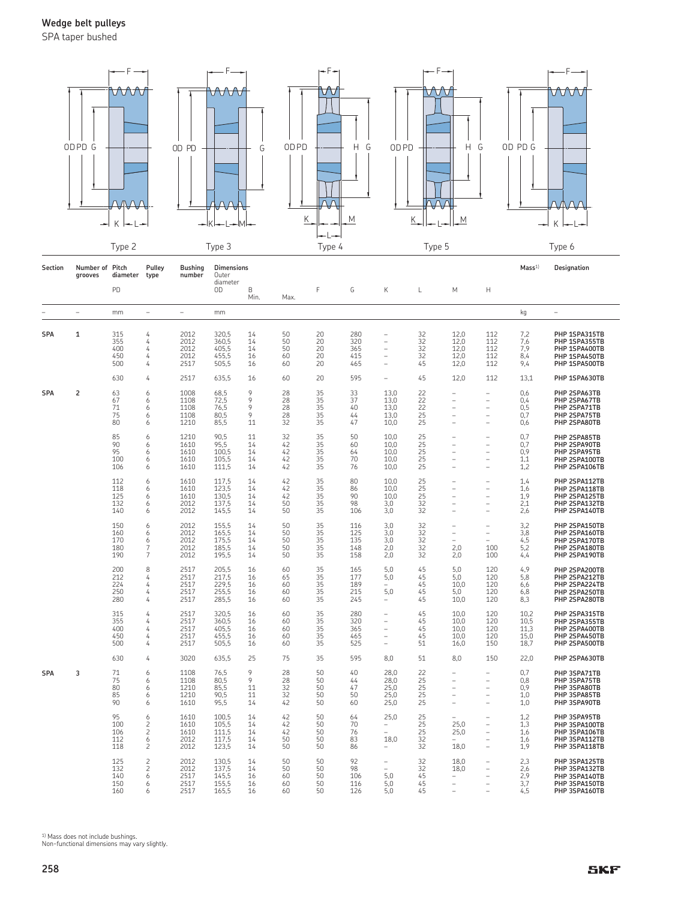# Wedge belt pulleys

SPA taper bushed

Type 2 Type 3 Type 4 Type 5 Type 6

| Section | Number of grooves | Pitch diameter PD | Pulley type | Bushing number | Outer diameter OD | B Min. | B Max. | F | G | K | L | M | H | Mass[1)] | Designation |
|---|---|---|---|---|---|---|---|---|---|---|---|---|---|---|---|
| – | – | mm | – | – | mm | | | | | | | | | kg | – |
| SPA | 1 | 315 | 4 | 2012 | 320,5 | 14 | 50 | 20 | 280 | – | 32 | 12,0 | 112 | 7,2 | PHP 1SPA315TB |
| | | 355 | 4 | 2012 | 360,5 | 14 | 50 | 20 | 320 | – | 32 | 12,0 | 112 | 7,6 | PHP 1SPA355TB |
| | | 400 | 4 | 2012 | 405,5 | 14 | 50 | 20 | 365 | – | 32 | 12,0 | 112 | 7,9 | PHP 1SPA400TB |
| | | 450 | 4 | 2012 | 455,5 | 16 | 60 | 20 | 415 | – | 32 | 12,0 | 112 | 8,4 | PHP 1SPA450TB |
| | | 500 | 4 | 2517 | 505,5 | 16 | 60 | 20 | 465 | – | 45 | 12,0 | 112 | 9,4 | PHP 1SPA500TB |
| | | 630 | 4 | 2517 | 635,5 | 16 | 60 | 20 | 595 | – | 45 | 12,0 | 112 | 13,1 | PHP 1SPA630TB |
| SPA | 2 | 63 | 6 | 1008 | 68,5 | 9 | 28 | 35 | 33 | 13,0 | 22 | – | – | 0,6 | PHP 2SPA63TB |
| | | 67 | 6 | 1108 | 72,5 | 9 | 28 | 35 | 37 | 13,0 | 22 | – | – | 0,4 | PHP 2SPA67TB |
| | | 71 | 6 | 1108 | 76,5 | 9 | 28 | 35 | 40 | 13,0 | 22 | – | – | 0,5 | PHP 2SPA71TB |
| | | 75 | 6 | 1108 | 80,5 | 9 | 28 | 35 | 44 | 13,0 | 25 | – | – | 0,7 | PHP 2SPA75TB |
| | | 80 | 6 | 1210 | 85,5 | 11 | 32 | 35 | 47 | 10,0 | 25 | – | – | 0,6 | PHP 2SPA80TB |
| | | 85 | 6 | 1210 | 90,5 | 11 | 32 | 35 | 50 | 10,0 | 25 | – | – | 0,7 | PHP 2SPA85TB |
| | | 90 | 6 | 1610 | 95,5 | 14 | 42 | 35 | 60 | 10,0 | 25 | – | – | 0,7 | PHP 2SPA90TB |
| | | 95 | 6 | 1610 | 100,5 | 14 | 42 | 35 | 64 | 10,0 | 25 | – | – | 0,9 | PHP 2SPA95TB |
| | | 100 | 6 | 1610 | 105,5 | 14 | 42 | 35 | 70 | 10,0 | 25 | – | – | 1,1 | PHP 2SPA100TB |
| | | 106 | 6 | 1610 | 111,5 | 14 | 42 | 35 | 76 | 10,0 | 25 | – | – | 1,2 | PHP 2SPA106TB |
| | | 112 | 6 | 1610 | 117,5 | 14 | 42 | 35 | 80 | 10,0 | 25 | – | – | 1,4 | PHP 2SPA112TB |
| | | 118 | 6 | 1610 | 123,5 | 14 | 42 | 35 | 86 | 10,0 | 25 | – | – | 1,6 | PHP 2SPA118TB |
| | | 125 | 6 | 1610 | 130,5 | 14 | 42 | 35 | 90 | 10,0 | 25 | – | – | 1,9 | PHP 2SPA125TB |
| | | 132 | 6 | 2012 | 137,5 | 14 | 50 | 35 | 98 | 3,0 | 32 | – | – | 2,1 | PHP 2SPA132TB |
| | | 140 | 6 | 2012 | 145,5 | 14 | 50 | 35 | 106 | 3,0 | 32 | – | – | 2,6 | PHP 2SPA140TB |
| | | 150 | 6 | 2012 | 155,5 | 14 | 50 | 35 | 116 | 3,0 | 32 | – | – | 3,2 | PHP 2SPA150TB |
| | | 160 | 6 | 2012 | 165,5 | 14 | 50 | 35 | 125 | 3,0 | 32 | – | – | 3,8 | PHP 2SPA160TB |
| | | 170 | 6 | 2012 | 175,5 | 14 | 50 | 35 | 135 | 3,0 | 32 | – | – | 4,5 | PHP 2SPA170TB |
| | | 180 | 7 | 2012 | 185,5 | 14 | 50 | 35 | 148 | 2,0 | 32 | 2,0 | 100 | 5,2 | PHP 2SPA180TB |
| | | 190 | 7 | 2012 | 195,5 | 14 | 50 | 35 | 158 | 2,0 | 32 | 2,0 | 100 | 4,4 | PHP 2SPA190TB |
| | | 200 | 8 | 2517 | 205,5 | 16 | 60 | 35 | 165 | 5,0 | 45 | 5,0 | 120 | 4,9 | PHP 2SPA200TB |
| | | 212 | 4 | 2517 | 217,5 | 16 | 65 | 35 | 177 | 5,0 | 45 | 5,0 | 120 | 5,8 | PHP 2SPA212TB |
| | | 224 | 4 | 2517 | 229,5 | 16 | 60 | 35 | 189 | – | 45 | 10,0 | 120 | 6,6 | PHP 2SPA224TB |
| | | 250 | 4 | 2517 | 255,5 | 16 | 60 | 35 | 215 | 5,0 | 45 | 5,0 | 120 | 6,8 | PHP 2SPA250TB |
| | | 280 | 4 | 2517 | 285,5 | 16 | 60 | 35 | 245 | – | 45 | 10,0 | 120 | 8,3 | PHP 2SPA280TB |
| | | 315 | 4 | 2517 | 320,5 | 16 | 60 | 35 | 280 | – | 45 | 10,0 | 120 | 10,2 | PHP 2SPA315TB |
| | | 355 | 4 | 2517 | 360,5 | 16 | 60 | 35 | 320 | – | 45 | 10,0 | 120 | 10,5 | PHP 2SPA355TB |
| | | 400 | 4 | 2517 | 405,5 | 16 | 60 | 35 | 365 | – | 45 | 10,0 | 120 | 11,3 | PHP 2SPA400TB |
| | | 450 | 4 | 2517 | 455,5 | 16 | 60 | 35 | 465 | – | 45 | 10,0 | 120 | 15,0 | PHP 2SPA450TB |
| | | 500 | 4 | 2517 | 505,5 | 16 | 60 | 35 | 525 | – | 51 | 16,0 | 150 | 18,7 | PHP 2SPA500TB |
| | | 630 | 4 | 3020 | 635,5 | 25 | 75 | 35 | 595 | 8,0 | 51 | 8,0 | 150 | 22,0 | PHP 2SPA630TB |
| SPA | 3 | 71 | 6 | 1108 | 76,5 | 9 | 28 | 50 | 40 | 28,0 | 22 | – | – | 0,7 | PHP 3SPA71TB |
| | | 75 | 6 | 1108 | 80,5 | 9 | 28 | 50 | 44 | 28,0 | 25 | – | – | 0,8 | PHP 3SPA75TB |
| | | 80 | 6 | 1210 | 85,5 | 11 | 32 | 50 | 47 | 25,0 | 25 | – | – | 0,9 | PHP 3SPA80TB |
| | | 85 | 6 | 1210 | 90,5 | 11 | 32 | 50 | 50 | 25,0 | 25 | – | – | 1,0 | PHP 3SPA85TB |
| | | 90 | 6 | 1610 | 95,5 | 14 | 42 | 50 | 60 | 25,0 | 25 | – | – | 1,0 | PHP 3SPA90TB |
| | | 95 | 6 | 1610 | 100,5 | 14 | 42 | 50 | 64 | 25,0 | 25 | – | – | 1,2 | PHP 3SPA95TB |
| | | 100 | 2 | 1610 | 105,5 | 14 | 42 | 50 | 70 | – | 25 | 25,0 | – | 1,3 | PHP 3SPA100TB |
| | | 106 | 2 | 1610 | 111,5 | 14 | 42 | 50 | 76 | – | 25 | 25,0 | – | 1,6 | PHP 3SPA106TB |
| | | 112 | 6 | 2012 | 117,5 | 14 | 50 | 50 | 83 | 18,0 | 32 | – | – | 1,6 | PHP 3SPA112TB |
| | | 118 | 2 | 2012 | 123,5 | 14 | 50 | 50 | 86 | – | 32 | 18,0 | – | 1,9 | PHP 3SPA118TB |
| | | 125 | 2 | 2012 | 130,5 | 14 | 50 | 50 | 92 | – | 32 | 18,0 | – | 2,3 | PHP 3SPA125TB |
| | | 132 | 2 | 2012 | 137,5 | 14 | 50 | 50 | 98 | – | 32 | 18,0 | – | 2,6 | PHP 3SPA132TB |
| | | 140 | 6 | 2517 | 145,5 | 16 | 60 | 50 | 106 | 5,0 | 45 | – | – | 2,9 | PHP 3SPA140TB |
| | | 150 | 6 | 2517 | 155,5 | 16 | 60 | 50 | 116 | 5,0 | 45 | – | – | 3,7 | PHP 3SPA150TB |
| | | 160 | 6 | 2517 | 165,5 | 16 | 60 | 50 | 126 | 5,0 | 45 | – | – | 4,5 | PHP 3SPA160TB |

[1)] Mass does not include bushings.
Non-functional dimensions may vary slightly.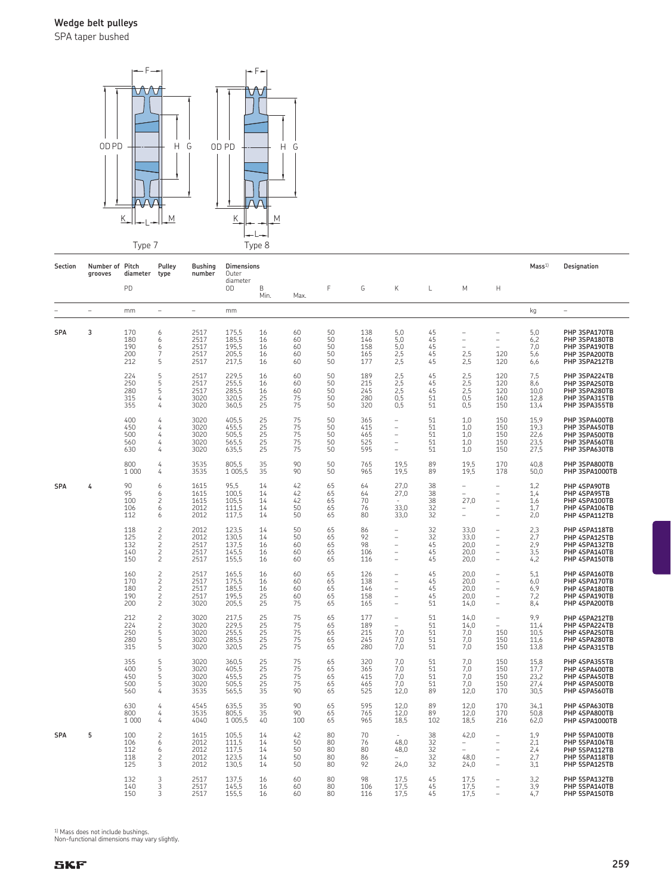## Wedge belt pulleys

SPA taper bushed

Type 7 Type 8

| Section | Number of grooves | Pitch diameter PD | Pulley type | Bushing number | Dimensions Outer diameter OD | B Min. | Max. | F | G | K | L | M | H | Mass[1) | Designation |
|---|---|---|---|---|---|---|---|---|---|---|---|---|---|---|---|
| – | – | mm | – | – | mm | | | | | | | | | kg | – |
| SPA | 3 | 170 | 6 | 2517 | 175,5 | 16 | 60 | 50 | 138 | 5,0 | 45 | – | – | 5,0 | PHP 3SPA170TB |
| | | 180 | 6 | 2517 | 185,5 | 16 | 60 | 50 | 146 | 5,0 | 45 | – | – | 6,2 | PHP 3SPA180TB |
| | | 190 | 6 | 2517 | 195,5 | 16 | 60 | 50 | 158 | 5,0 | 45 | – | – | 7,0 | PHP 3SPA190TB |
| | | 200 | 7 | 2517 | 205,5 | 16 | 60 | 50 | 165 | 2,5 | 45 | 2,5 | 120 | 5,6 | PHP 3SPA200TB |
| | | 212 | 5 | 2517 | 217,5 | 16 | 60 | 50 | 177 | 2,5 | 45 | 2,5 | 120 | 6,6 | PHP 3SPA212TB |
| | | 224 | 5 | 2517 | 229,5 | 16 | 60 | 50 | 189 | 2,5 | 45 | 2,5 | 120 | 7,5 | PHP 3SPA224TB |
| | | 250 | 5 | 2517 | 255,5 | 16 | 60 | 50 | 215 | 2,5 | 45 | 2,5 | 120 | 8,6 | PHP 3SPA250TB |
| | | 280 | 5 | 2517 | 285,5 | 16 | 60 | 50 | 245 | 2,5 | 45 | 2,5 | 120 | 10,0 | PHP 3SPA280TB |
| | | 315 | 4 | 3020 | 320,5 | 25 | 75 | 50 | 280 | 0,5 | 51 | 0,5 | 160 | 12,8 | PHP 3SPA315TB |
| | | 355 | 4 | 3020 | 360,5 | 25 | 75 | 50 | 320 | 0,5 | 51 | 0,5 | 150 | 13,4 | PHP 3SPA355TB |
| | | 400 | 4 | 3020 | 405,5 | 25 | 75 | 50 | 365 | – | 51 | 1,0 | 150 | 15,9 | PHP 3SPA400TB |
| | | 450 | 4 | 3020 | 455,5 | 25 | 75 | 50 | 415 | – | 51 | 1,0 | 150 | 19,3 | PHP 3SPA450TB |
| | | 500 | 4 | 3020 | 505,5 | 25 | 75 | 50 | 465 | – | 51 | 1,0 | 150 | 22,6 | PHP 3SPA500TB |
| | | 560 | 4 | 3020 | 565,5 | 25 | 75 | 50 | 525 | – | 51 | 1,0 | 150 | 23,5 | PHP 3SPA560TB |
| | | 630 | 4 | 3020 | 635,5 | 25 | 75 | 50 | 595 | – | 51 | 1,0 | 150 | 27,5 | PHP 3SPA630TB |
| | | 800 | 4 | 3535 | 805,5 | 35 | 90 | 50 | 765 | 19,5 | 89 | 19,5 | 170 | 40,8 | PHP 3SPA800TB |
| | | 1 000 | 4 | 3535 | 1 005,5 | 35 | 90 | 50 | 965 | 19,5 | 89 | 19,5 | 178 | 50,0 | PHP 3SPA1000TB |
| SPA | 4 | 90 | 6 | 1615 | 95,5 | 14 | 42 | 65 | 64 | 27,0 | 38 | – | – | 1,2 | PHP 4SPA90TB |
| | | 95 | 6 | 1615 | 100,5 | 14 | 42 | 65 | 64 | 27,0 | 38 | – | – | 1,4 | PHP 4SPA95TB |
| | | 100 | 2 | 1615 | 105,5 | 14 | 42 | 65 | 70 | – | 38 | 27,0 | – | 1,6 | PHP 4SPA100TB |
| | | 106 | 6 | 2012 | 111,5 | 14 | 50 | 65 | 76 | 33,0 | 32 | – | – | 1,7 | PHP 4SPA106TB |
| | | 112 | 6 | 2012 | 117,5 | 14 | 50 | 65 | 80 | 33,0 | 32 | – | – | 2,0 | PHP 4SPA112TB |
| | | 118 | 2 | 2012 | 123,5 | 14 | 50 | 65 | 86 | – | 32 | 33,0 | – | 2,3 | PHP 4SPA118TB |
| | | 125 | 2 | 2012 | 130,5 | 14 | 50 | 65 | 92 | – | 32 | 33,0 | – | 2,7 | PHP 4SPA125TB |
| | | 132 | 2 | 2517 | 137,5 | 16 | 60 | 65 | 98 | – | 45 | 20,0 | – | 2,9 | PHP 4SPA132TB |
| | | 140 | 2 | 2517 | 145,5 | 16 | 60 | 65 | 106 | – | 45 | 20,0 | – | 3,5 | PHP 4SPA140TB |
| | | 150 | 2 | 2517 | 155,5 | 16 | 60 | 65 | 116 | – | 45 | 20,0 | – | 4,2 | PHP 4SPA150TB |
| | | 160 | 2 | 2517 | 165,5 | 16 | 60 | 65 | 126 | – | 45 | 20,0 | – | 5,1 | PHP 4SPA160TB |
| | | 170 | 2 | 2517 | 175,5 | 16 | 60 | 65 | 138 | – | 45 | 20,0 | – | 6,0 | PHP 4SPA170TB |
| | | 180 | 2 | 2517 | 185,5 | 16 | 60 | 65 | 146 | – | 45 | 20,0 | – | 6,9 | PHP 4SPA180TB |
| | | 190 | 2 | 2517 | 195,5 | 16 | 60 | 65 | 158 | – | 45 | 20,0 | – | 7,2 | PHP 4SPA190TB |
| | | 200 | 2 | 3020 | 205,5 | 25 | 75 | 65 | 165 | – | 51 | 14,0 | – | 8,4 | PHP 4SPA200TB |
| | | 212 | 2 | 3020 | 217,5 | 25 | 75 | 65 | 177 | – | 51 | 14,0 | – | 9,9 | PHP 4SPA212TB |
| | | 224 | 2 | 3020 | 229,5 | 25 | 75 | 65 | 189 | – | 51 | 14,0 | – | 11,4 | PHP 4SPA224TB |
| | | 250 | 5 | 3020 | 255,5 | 25 | 75 | 65 | 215 | 7,0 | 51 | 7,0 | 150 | 10,5 | PHP 4SPA250TB |
| | | 280 | 5 | 3020 | 285,5 | 25 | 75 | 65 | 245 | 7,0 | 51 | 7,0 | 150 | 11,6 | PHP 4SPA280TB |
| | | 315 | 5 | 3020 | 320,5 | 25 | 75 | 65 | 280 | 7,0 | 51 | 7,0 | 150 | 13,8 | PHP 4SPA315TB |
| | | 355 | 5 | 3020 | 360,5 | 25 | 75 | 65 | 320 | 7,0 | 51 | 7,0 | 150 | 15,8 | PHP 4SPA355TB |
| | | 400 | 5 | 3020 | 405,5 | 25 | 75 | 65 | 365 | 7,0 | 51 | 7,0 | 150 | 17,7 | PHP 4SPA400TB |
| | | 450 | 5 | 3020 | 455,5 | 25 | 75 | 65 | 415 | 7,0 | 51 | 7,0 | 150 | 23,2 | PHP 4SPA450TB |
| | | 500 | 5 | 3020 | 505,5 | 25 | 75 | 65 | 465 | 7,0 | 51 | 7,0 | 150 | 27,4 | PHP 4SPA500TB |
| | | 560 | 4 | 3535 | 565,5 | 35 | 90 | 65 | 525 | 12,0 | 89 | 12,0 | 170 | 30,5 | PHP 4SPA560TB |
| | | 630 | 4 | 4545 | 635,5 | 35 | 90 | 65 | 595 | 12,0 | 89 | 12,0 | 170 | 34,1 | PHP 4SPA630TB |
| | | 800 | 4 | 3535 | 805,5 | 35 | 90 | 65 | 765 | 12,0 | 89 | 12,0 | 170 | 50,8 | PHP 4SPA800TB |
| | | 1 000 | 4 | 4040 | 1 005,5 | 40 | 100 | 65 | 965 | 18,5 | 102 | 18,5 | 216 | 62,0 | PHP 4SPA1000TB |
| SPA | 5 | 100 | 2 | 1615 | 105,5 | 14 | 42 | 80 | 70 | – | 38 | 42,0 | – | 1,9 | PHP 5SPA100TB |
| | | 106 | 6 | 2012 | 111,5 | 14 | 50 | 80 | 76 | 48,0 | 32 | – | – | 2,1 | PHP 5SPA106TB |
| | | 112 | 6 | 2012 | 117,5 | 14 | 50 | 80 | 80 | 48,0 | 32 | – | – | 2,4 | PHP 5SPA112TB |
| | | 118 | 2 | 2012 | 123,5 | 14 | 50 | 80 | 86 | – | 32 | 48,0 | – | 2,7 | PHP 5SPA118TB |
| | | 125 | 3 | 2012 | 130,5 | 14 | 50 | 80 | 92 | 24,0 | 32 | 24,0 | – | 3,1 | PHP 5SPA125TB |
| | | 132 | 3 | 2517 | 137,5 | 16 | 60 | 80 | 98 | 17,5 | 45 | 17,5 | – | 3,2 | PHP 5SPA132TB |
| | | 140 | 3 | 2517 | 145,5 | 16 | 60 | 80 | 106 | 17,5 | 45 | 17,5 | – | 3,9 | PHP 5SPA140TB |
| | | 150 | 3 | 2517 | 155,5 | 16 | 60 | 80 | 116 | 17,5 | 45 | 17,5 | – | 4,7 | PHP 5SPA150TB |

[1) Mass does not include bushings.
Non-functional dimensions may vary slightly.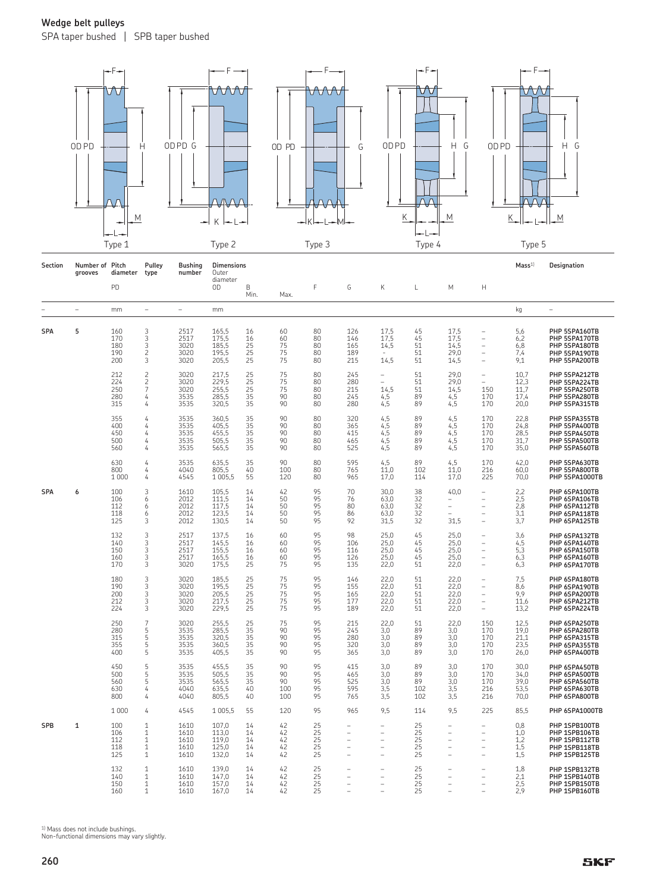# Wedge belt pulleys

SPA taper bushed | SPB taper bushed

Type 1 Type 2 Type 3 Type 4 Type 5

| Section | Number of grooves | Pitch diameter PD | Pulley type | Bushing number | Dimensions Outer diameter OD | B Min. | Max. | F | G | K | L | M | H | Mass[1) | Designation |
|---|---|---|---|---|---|---|---|---|---|---|---|---|---|---|---|
| – | – | mm | – | – | mm | | | | | | | | | kg | – |
| SPA | 5 | 160 | 3 | 2517 | 165,5 | 16 | 60 | 80 | 126 | 17,5 | 45 | 17,5 | – | 5,6 | PHP 5SPA160TB |
| | | 170 | 3 | 2517 | 175,5 | 16 | 60 | 80 | 146 | 17,5 | 45 | 17,5 | – | 6,2 | PHP 5SPA170TB |
| | | 180 | 3 | 3020 | 185,5 | 25 | 75 | 80 | 165 | 14,5 | 51 | 14,5 | – | 6,8 | PHP 5SPA180TB |
| | | 190 | 2 | 3020 | 195,5 | 25 | 75 | 80 | 189 | – | 51 | 29,0 | – | 7,4 | PHP 5SPA190TB |
| | | 200 | 3 | 3020 | 205,5 | 25 | 75 | 80 | 215 | 14,5 | 51 | 14,5 | – | 9,1 | PHP 5SPA200TB |
| | | 212 | 2 | 3020 | 217,5 | 25 | 75 | 80 | 245 | – | 51 | 29,0 | – | 10,7 | PHP 5SPA212TB |
| | | 224 | 2 | 3020 | 229,5 | 25 | 75 | 80 | 280 | – | 51 | 29,0 | – | 12,3 | PHP 5SPA224TB |
| | | 250 | 7 | 3020 | 255,5 | 25 | 75 | 80 | 215 | 14,5 | 51 | 14,5 | 150 | 11,7 | PHP 5SPA250TB |
| | | 280 | 4 | 3535 | 285,5 | 35 | 90 | 80 | 245 | 4,5 | 89 | 4,5 | 170 | 17,4 | PHP 5SPA280TB |
| | | 315 | 4 | 3535 | 320,5 | 35 | 90 | 80 | 280 | 4,5 | 89 | 4,5 | 170 | 20,0 | PHP 5SPA315TB |
| | | 355 | 4 | 3535 | 360,5 | 35 | 90 | 80 | 320 | 4,5 | 89 | 4,5 | 170 | 22,8 | PHP 5SPA355TB |
| | | 400 | 4 | 3535 | 405,5 | 35 | 90 | 80 | 365 | 4,5 | 89 | 4,5 | 170 | 24,8 | PHP 5SPA400TB |
| | | 450 | 4 | 3535 | 455,5 | 35 | 90 | 80 | 415 | 4,5 | 89 | 4,5 | 170 | 28,5 | PHP 5SPA450TB |
| | | 500 | 4 | 3535 | 505,5 | 35 | 90 | 80 | 465 | 4,5 | 89 | 4,5 | 170 | 31,7 | PHP 5SPA500TB |
| | | 560 | 4 | 3535 | 565,5 | 35 | 90 | 80 | 525 | 4,5 | 89 | 4,5 | 170 | 35,0 | PHP 5SPA560TB |
| | | 630 | 4 | 3535 | 635,5 | 35 | 90 | 80 | 595 | 4,5 | 89 | 4,5 | 170 | 42,0 | PHP 5SPA630TB |
| | | 800 | 4 | 4040 | 805,5 | 40 | 100 | 80 | 765 | 11,0 | 102 | 11,0 | 216 | 60,0 | PHP 5SPA800TB |
| | | 1 000 | 4 | 4545 | 1 005,5 | 55 | 120 | 80 | 965 | 17,0 | 114 | 17,0 | 225 | 70,0 | PHP 5SPA1000TB |
| SPA | 6 | 100 | 3 | 1610 | 105,5 | 14 | 42 | 95 | 70 | 30,0 | 38 | 40,0 | – | 2,2 | PHP 6SPA100TB |
| | | 106 | 6 | 2012 | 111,5 | 14 | 50 | 95 | 76 | 63,0 | 32 | – | – | 2,5 | PHP 6SPA106TB |
| | | 112 | 6 | 2012 | 117,5 | 14 | 50 | 95 | 80 | 63,0 | 32 | – | – | 2,8 | PHP 6SPA112TB |
| | | 118 | 6 | 2012 | 123,5 | 14 | 50 | 95 | 86 | 63,0 | 32 | – | – | 3,1 | PHP 6SPA118TB |
| | | 125 | 3 | 2012 | 130,5 | 14 | 50 | 95 | 92 | 31,5 | 32 | 31,5 | – | 3,7 | PHP 6SPA125TB |
| | | 132 | 3 | 2517 | 137,5 | 16 | 60 | 95 | 98 | 25,0 | 45 | 25,0 | – | 3,6 | PHP 6SPA132TB |
| | | 140 | 3 | 2517 | 145,5 | 16 | 60 | 95 | 106 | 25,0 | 45 | 25,0 | – | 4,5 | PHP 6SPA140TB |
| | | 150 | 3 | 2517 | 155,5 | 16 | 60 | 95 | 116 | 25,0 | 45 | 25,0 | – | 5,3 | PHP 6SPA150TB |
| | | 160 | 3 | 2517 | 165,5 | 16 | 60 | 95 | 126 | 25,0 | 45 | 25,0 | – | 6,3 | PHP 6SPA160TB |
| | | 170 | 3 | 3020 | 175,5 | 25 | 75 | 95 | 135 | 22,0 | 51 | 22,0 | – | 6,3 | PHP 6SPA170TB |
| | | 180 | 3 | 3020 | 185,5 | 25 | 75 | 95 | 146 | 22,0 | 51 | 22,0 | – | 7,5 | PHP 6SPA180TB |
| | | 190 | 3 | 3020 | 195,5 | 25 | 75 | 95 | 155 | 22,0 | 51 | 22,0 | – | 8,6 | PHP 6SPA190TB |
| | | 200 | 3 | 3020 | 205,5 | 25 | 75 | 95 | 165 | 22,0 | 51 | 22,0 | – | 9,9 | PHP 6SPA200TB |
| | | 212 | 3 | 3020 | 217,5 | 25 | 75 | 95 | 177 | 22,0 | 51 | 22,0 | – | 11,6 | PHP 6SPA212TB |
| | | 224 | 3 | 3020 | 229,5 | 25 | 75 | 95 | 189 | 22,0 | 51 | 22,0 | – | 13,2 | PHP 6SPA224TB |
| | | 250 | 7 | 3020 | 255,5 | 25 | 75 | 95 | 215 | 22,0 | 51 | 22,0 | 150 | 12,5 | PHP 6SPA250TB |
| | | 280 | 5 | 3535 | 285,5 | 35 | 90 | 95 | 245 | 3,0 | 89 | 3,0 | 170 | 19,0 | PHP 6SPA280TB |
| | | 315 | 5 | 3535 | 320,5 | 35 | 90 | 95 | 280 | 3,0 | 89 | 3,0 | 170 | 21,1 | PHP 6SPA315TB |
| | | 355 | 5 | 3535 | 360,5 | 35 | 90 | 95 | 320 | 3,0 | 89 | 3,0 | 170 | 23,5 | PHP 6SPA355TB |
| | | 400 | 5 | 3535 | 405,5 | 35 | 90 | 95 | 365 | 3,0 | 89 | 3,0 | 170 | 26,0 | PHP 6SPA400TB |
| | | 450 | 5 | 3535 | 455,5 | 35 | 90 | 95 | 415 | 3,0 | 89 | 3,0 | 170 | 30,0 | PHP 6SPA450TB |
| | | 500 | 5 | 3535 | 505,5 | 35 | 90 | 95 | 465 | 3,0 | 89 | 3,0 | 170 | 34,0 | PHP 6SPA500TB |
| | | 560 | 5 | 3535 | 565,5 | 35 | 90 | 95 | 525 | 3,0 | 89 | 3,0 | 170 | 39,0 | PHP 6SPA560TB |
| | | 630 | 4 | 4040 | 635,5 | 40 | 100 | 95 | 595 | 3,5 | 102 | 3,5 | 216 | 53,5 | PHP 6SPA630TB |
| | | 800 | 4 | 4040 | 805,5 | 40 | 100 | 95 | 765 | 3,5 | 102 | 3,5 | 216 | 70,0 | PHP 6SPA800TB |
| | | 1 000 | 4 | 4545 | 1 005,5 | 55 | 120 | 95 | 965 | 9,5 | 114 | 9,5 | 225 | 85,5 | PHP 6SPA1000TB |
| SPB | 1 | 100 | 1 | 1610 | 107,0 | 14 | 42 | 25 | – | – | 25 | – | – | 0,8 | PHP 1SPB100TB |
| | | 106 | 1 | 1610 | 113,0 | 14 | 42 | 25 | – | – | 25 | – | – | 1,0 | PHP 1SPB106TB |
| | | 112 | 1 | 1610 | 119,0 | 14 | 42 | 25 | – | – | 25 | – | – | 1,2 | PHP 1SPB112TB |
| | | 118 | 1 | 1610 | 125,0 | 14 | 42 | 25 | – | – | 25 | – | – | 1,5 | PHP 1SPB118TB |
| | | 125 | 1 | 1610 | 132,0 | 14 | 42 | 25 | – | – | 25 | – | – | 1,5 | PHP 1SPB125TB |
| | | 132 | 1 | 1610 | 139,0 | 14 | 42 | 25 | – | – | 25 | – | – | 1,8 | PHP 1SPB132TB |
| | | 140 | 1 | 1610 | 147,0 | 14 | 42 | 25 | – | – | 25 | – | – | 2,1 | PHP 1SPB140TB |
| | | 150 | 1 | 1610 | 157,0 | 14 | 42 | 25 | – | – | 25 | – | – | 2,5 | PHP 1SPB150TB |
| | | 160 | 1 | 1610 | 167,0 | 14 | 42 | 25 | – | – | 25 | – | – | 2,9 | PHP 1SPB160TB |

1) Mass does not include bushings.
Non-functional dimensions may vary slightly.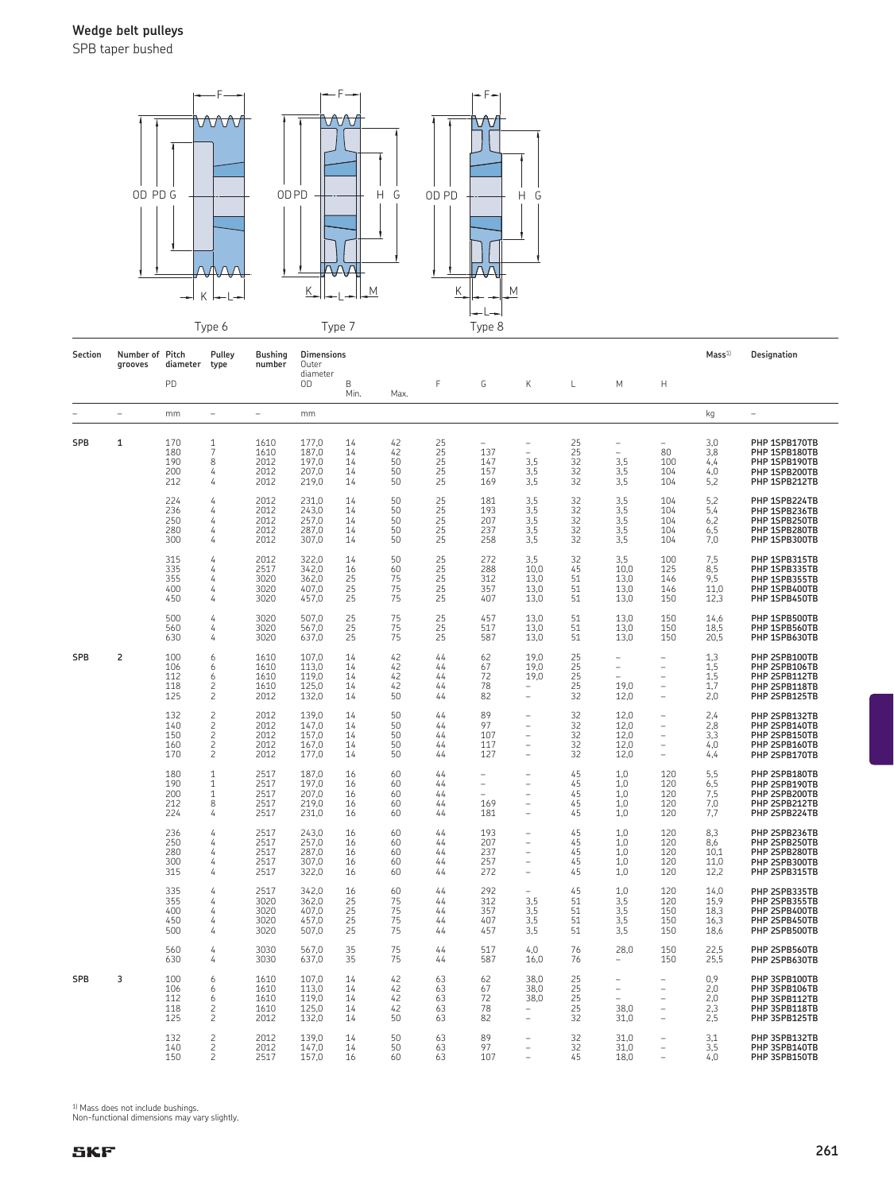# Wedge belt pulleys

SPB taper bushed

Type 6 Type 7 Type 8

| Section | Number of grooves | Pitch diameter PD | Pulley type | Bushing number | Dimensions Outer diameter OD | B Min. | Max. | F | G | K | L | M | H | Mass[1] | Designation |
|---|---|---|---|---|---|---|---|---|---|---|---|---|---|---|---|
| – | – | mm | – | – | mm | | | | | | | | | kg | – |
| SPB | 1 | 170 | 1 | 1610 | 177,0 | 14 | 42 | 25 | – | – | 25 | – | – | 3,0 | PHP 1SPB170TB |
| | | 180 | 7 | 1610 | 187,0 | 14 | 42 | 25 | 137 | – | 25 | – | 80 | 3,8 | PHP 1SPB180TB |
| | | 190 | 8 | 2012 | 197,0 | 14 | 50 | 25 | 147 | 3,5 | 32 | 3,5 | 100 | 4,4 | PHP 1SPB190TB |
| | | 200 | 4 | 2012 | 207,0 | 14 | 50 | 25 | 157 | 3,5 | 32 | 3,5 | 104 | 4,0 | PHP 1SPB200TB |
| | | 212 | 4 | 2012 | 219,0 | 14 | 50 | 25 | 169 | 3,5 | 32 | 3,5 | 104 | 5,2 | PHP 1SPB212TB |
| | | 224 | 4 | 2012 | 231,0 | 14 | 50 | 25 | 181 | 3,5 | 32 | 3,5 | 104 | 5,2 | PHP 1SPB224TB |
| | | 236 | 4 | 2012 | 243,0 | 14 | 50 | 25 | 193 | 3,5 | 32 | 3,5 | 104 | 5,4 | PHP 1SPB236TB |
| | | 250 | 4 | 2012 | 257,0 | 14 | 50 | 25 | 207 | 3,5 | 32 | 3,5 | 104 | 6,2 | PHP 1SPB250TB |
| | | 280 | 4 | 2012 | 287,0 | 14 | 50 | 25 | 237 | 3,5 | 32 | 3,5 | 104 | 6,5 | PHP 1SPB280TB |
| | | 300 | 4 | 2012 | 307,0 | 14 | 50 | 25 | 258 | 3,5 | 32 | 3,5 | 104 | 7,0 | PHP 1SPB300TB |
| | | 315 | 4 | 2012 | 322,0 | 14 | 50 | 25 | 272 | 3,5 | 32 | 3,5 | 100 | 7,5 | PHP 1SPB315TB |
| | | 335 | 4 | 2517 | 342,0 | 16 | 60 | 25 | 288 | 10,0 | 45 | 10,0 | 125 | 8,5 | PHP 1SPB335TB |
| | | 355 | 4 | 3020 | 362,0 | 25 | 75 | 25 | 312 | 13,0 | 51 | 13,0 | 146 | 9,5 | PHP 1SPB355TB |
| | | 400 | 4 | 3020 | 407,0 | 25 | 75 | 25 | 357 | 13,0 | 51 | 13,0 | 146 | 11,0 | PHP 1SPB400TB |
| | | 450 | 4 | 3020 | 457,0 | 25 | 75 | 25 | 407 | 13,0 | 51 | 13,0 | 150 | 12,3 | PHP 1SPB450TB |
| | | 500 | 4 | 3020 | 507,0 | 25 | 75 | 25 | 457 | 13,0 | 51 | 13,0 | 150 | 14,6 | PHP 1SPB500TB |
| | | 560 | 4 | 3020 | 567,0 | 25 | 75 | 25 | 517 | 13,0 | 51 | 13,0 | 150 | 18,5 | PHP 1SPB560TB |
| | | 630 | 4 | 3020 | 637,0 | 25 | 75 | 25 | 587 | 13,0 | 51 | 13,0 | 150 | 20,5 | PHP 1SPB630TB |
| SPB | 2 | 100 | 6 | 1610 | 107,0 | 14 | 42 | 44 | 62 | 19,0 | 25 | – | – | 1,3 | PHP 2SPB100TB |
| | | 106 | 6 | 1610 | 113,0 | 14 | 42 | 44 | 67 | 19,0 | 25 | – | – | 1,5 | PHP 2SPB106TB |
| | | 112 | 6 | 1610 | 119,0 | 14 | 42 | 44 | 72 | 19,0 | 25 | – | – | 1,5 | PHP 2SPB112TB |
| | | 118 | 2 | 1610 | 125,0 | 14 | 42 | 44 | 78 | – | 25 | 19,0 | – | 1,7 | PHP 2SPB118TB |
| | | 125 | 2 | 2012 | 132,0 | 14 | 50 | 44 | 82 | – | 32 | 12,0 | – | 2,0 | PHP 2SPB125TB |
| | | 132 | 2 | 2012 | 139,0 | 14 | 50 | 44 | 89 | – | 32 | 12,0 | – | 2,4 | PHP 2SPB132TB |
| | | 140 | 2 | 2012 | 147,0 | 14 | 50 | 44 | 97 | – | 32 | 12,0 | – | 2,8 | PHP 2SPB140TB |
| | | 150 | 2 | 2012 | 157,0 | 14 | 50 | 44 | 107 | – | 32 | 12,0 | – | 3,3 | PHP 2SPB150TB |
| | | 160 | 2 | 2012 | 167,0 | 14 | 50 | 44 | 117 | – | 32 | 12,0 | – | 4,0 | PHP 2SPB160TB |
| | | 170 | 2 | 2012 | 177,0 | 14 | 50 | 44 | 127 | – | 32 | 12,0 | – | 4,4 | PHP 2SPB170TB |
| | | 180 | 1 | 2517 | 187,0 | 16 | 60 | 44 | – | – | 45 | 1,0 | 120 | 5,5 | PHP 2SPB180TB |
| | | 190 | 1 | 2517 | 197,0 | 16 | 60 | 44 | – | – | 45 | 1,0 | 120 | 6,5 | PHP 2SPB190TB |
| | | 200 | 1 | 2517 | 207,0 | 16 | 60 | 44 | – | – | 45 | 1,0 | 120 | 7,5 | PHP 2SPB200TB |
| | | 212 | 8 | 2517 | 219,0 | 16 | 60 | 44 | 169 | – | 45 | 1,0 | 120 | 7,0 | PHP 2SPB212TB |
| | | 224 | 4 | 2517 | 231,0 | 16 | 60 | 44 | 181 | – | 45 | 1,0 | 120 | 7,7 | PHP 2SPB224TB |
| | | 236 | 4 | 2517 | 243,0 | 16 | 60 | 44 | 193 | – | 45 | 1,0 | 120 | 8,3 | PHP 2SPB236TB |
| | | 250 | 4 | 2517 | 257,0 | 16 | 60 | 44 | 207 | – | 45 | 1,0 | 120 | 8,6 | PHP 2SPB250TB |
| | | 280 | 4 | 2517 | 287,0 | 16 | 60 | 44 | 237 | – | 45 | 1,0 | 120 | 10,1 | PHP 2SPB280TB |
| | | 300 | 4 | 2517 | 307,0 | 16 | 60 | 44 | 257 | – | 45 | 1,0 | 120 | 11,0 | PHP 2SPB300TB |
| | | 315 | 4 | 2517 | 322,0 | 16 | 60 | 44 | 272 | – | 45 | 1,0 | 120 | 12,2 | PHP 2SPB315TB |
| | | 335 | 4 | 2517 | 342,0 | 16 | 60 | 44 | 292 | – | 45 | 1,0 | 120 | 14,0 | PHP 2SPB335TB |
| | | 355 | 4 | 3020 | 362,0 | 25 | 75 | 44 | 312 | 3,5 | 51 | 3,5 | 120 | 15,9 | PHP 2SPB355TB |
| | | 400 | 4 | 3020 | 407,0 | 25 | 75 | 44 | 357 | 3,5 | 51 | 3,5 | 150 | 18,3 | PHP 2SPB400TB |
| | | 450 | 4 | 3020 | 457,0 | 25 | 75 | 44 | 407 | 3,5 | 51 | 3,5 | 150 | 16,3 | PHP 2SPB450TB |
| | | 500 | 4 | 3020 | 507,0 | 25 | 75 | 44 | 457 | 3,5 | 51 | 3,5 | 150 | 18,6 | PHP 2SPB500TB |
| | | 560 | 4 | 3030 | 567,0 | 35 | 75 | 44 | 517 | 4,0 | 76 | 28,0 | 150 | 22,5 | PHP 2SPB560TB |
| | | 630 | 4 | 3030 | 637,0 | 35 | 75 | 44 | 587 | 16,0 | 76 | – | 150 | 25,5 | PHP 2SPB630TB |
| SPB | 3 | 100 | 6 | 1610 | 107,0 | 14 | 42 | 63 | 62 | 38,0 | 25 | – | – | 0,9 | PHP 3SPB100TB |
| | | 106 | 6 | 1610 | 113,0 | 14 | 42 | 63 | 67 | 38,0 | 25 | – | – | 2,0 | PHP 3SPB106TB |
| | | 112 | 6 | 1610 | 119,0 | 14 | 42 | 63 | 72 | 38,0 | 25 | – | – | 2,0 | PHP 3SPB112TB |
| | | 118 | 2 | 1610 | 125,0 | 14 | 42 | 63 | 78 | – | 25 | 38,0 | – | 2,3 | PHP 3SPB118TB |
| | | 125 | 2 | 2012 | 132,0 | 14 | 50 | 63 | 82 | – | 32 | 31,0 | – | 2,5 | PHP 3SPB125TB |
| | | 132 | 2 | 2012 | 139,0 | 14 | 50 | 63 | 89 | – | 32 | 31,0 | – | 3,1 | PHP 3SPB132TB |
| | | 140 | 2 | 2012 | 147,0 | 14 | 50 | 63 | 97 | – | 32 | 31,0 | – | 3,5 | PHP 3SPB140TB |
| | | 150 | 2 | 2517 | 157,0 | 16 | 60 | 63 | 107 | – | 45 | 18,0 | – | 4,0 | PHP 3SPB150TB |

[1] Mass does not include bushings.
Non-functional dimensions may vary slightly.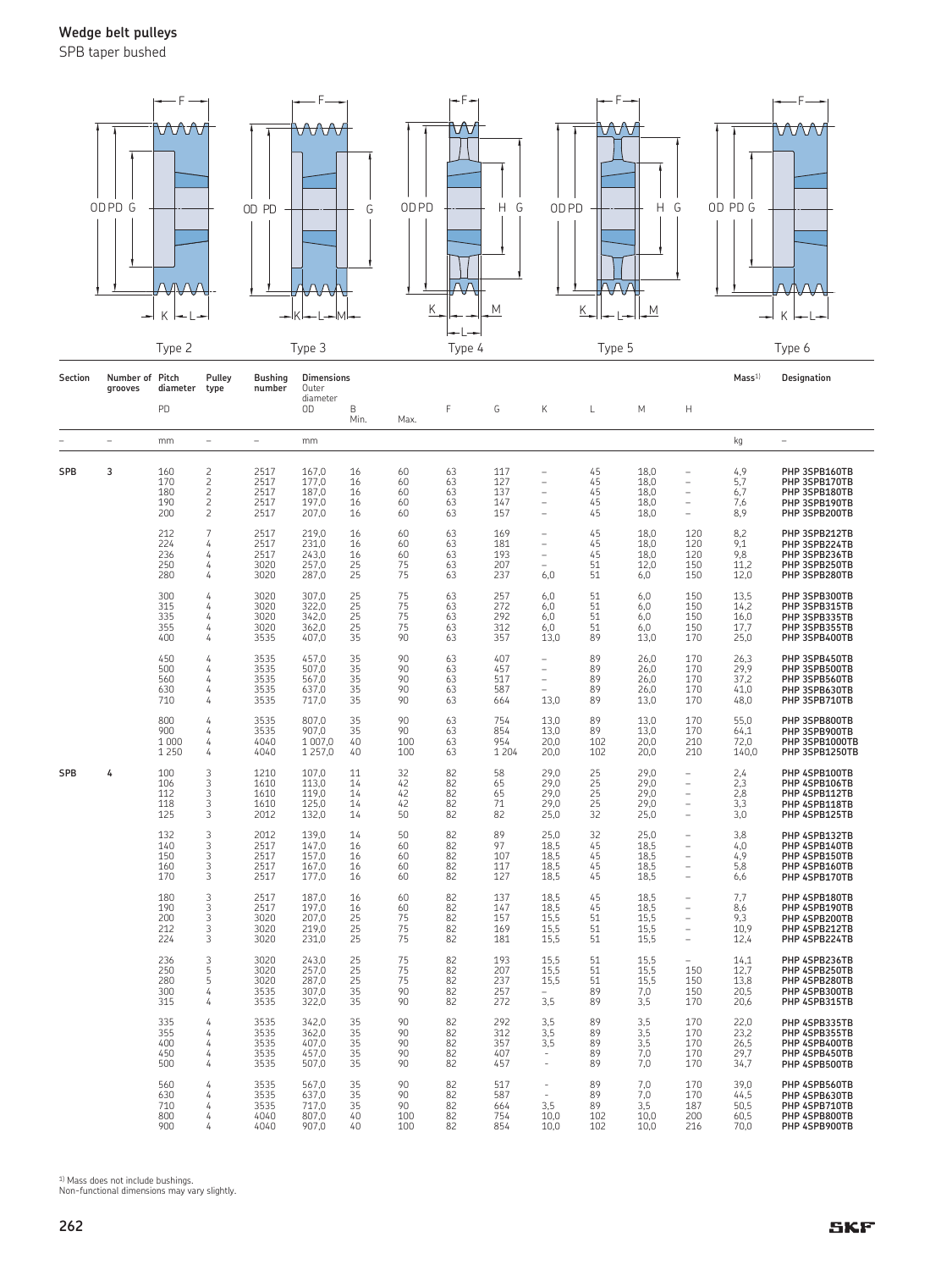## Wedge belt pulleys

SPB taper bushed

Type 2 &nbsp;&nbsp;&nbsp; Type 3 &nbsp;&nbsp;&nbsp; Type 4 &nbsp;&nbsp;&nbsp; Type 5 &nbsp;&nbsp;&nbsp; Type 6

| Section | Number of grooves | Pitch diameter PD | Pulley type | Bushing number | Dimensions Outer diameter OD | B Min. | Max. | F | G | K | L | M | H | Mass[1] | Designation |
|---|---|---|---|---|---|---|---|---|---|---|---|---|---|---|---|
| – | – | mm | – | – | mm | | | | | | | | | kg | – |
| SPB | 3 | 160 | 2 | 2517 | 167,0 | 16 | 60 | 63 | 117 | – | 45 | 18,0 | – | 4,9 | PHP 3SPB160TB |
| | | 170 | 2 | 2517 | 177,0 | 16 | 60 | 63 | 127 | – | 45 | 18,0 | – | 5,7 | PHP 3SPB170TB |
| | | 180 | 2 | 2517 | 187,0 | 16 | 60 | 63 | 137 | – | 45 | 18,0 | – | 6,7 | PHP 3SPB180TB |
| | | 190 | 2 | 2517 | 197,0 | 16 | 60 | 63 | 147 | – | 45 | 18,0 | – | 7,6 | PHP 3SPB190TB |
| | | 200 | 2 | 2517 | 207,0 | 16 | 60 | 63 | 157 | – | 45 | 18,0 | – | 8,9 | PHP 3SPB200TB |
| | | 212 | 7 | 2517 | 219,0 | 16 | 60 | 63 | 169 | – | 45 | 18,0 | 120 | 8,2 | PHP 3SPB212TB |
| | | 224 | 4 | 2517 | 231,0 | 16 | 60 | 63 | 181 | – | 45 | 18,0 | 120 | 9,1 | PHP 3SPB224TB |
| | | 236 | 4 | 2517 | 243,0 | 16 | 60 | 63 | 193 | – | 45 | 18,0 | 120 | 9,8 | PHP 3SPB236TB |
| | | 250 | 4 | 3020 | 257,0 | 25 | 75 | 63 | 207 | – | 51 | 12,0 | 150 | 11,2 | PHP 3SPB250TB |
| | | 280 | 4 | 3020 | 287,0 | 25 | 75 | 63 | 237 | 6,0 | 51 | 6,0 | 150 | 12,0 | PHP 3SPB280TB |
| | | 300 | 4 | 3020 | 307,0 | 25 | 75 | 63 | 257 | 6,0 | 51 | 6,0 | 150 | 13,5 | PHP 3SPB300TB |
| | | 315 | 4 | 3020 | 322,0 | 25 | 75 | 63 | 272 | 6,0 | 51 | 6,0 | 150 | 14,2 | PHP 3SPB315TB |
| | | 335 | 4 | 3020 | 342,0 | 25 | 75 | 63 | 292 | 6,0 | 51 | 6,0 | 150 | 16,0 | PHP 3SPB335TB |
| | | 355 | 4 | 3020 | 362,0 | 25 | 75 | 63 | 312 | 6,0 | 51 | 6,0 | 150 | 17,7 | PHP 3SPB355TB |
| | | 400 | 4 | 3535 | 407,0 | 35 | 90 | 63 | 357 | 13,0 | 89 | 13,0 | 170 | 25,0 | PHP 3SPB400TB |
| | | 450 | 4 | 3535 | 457,0 | 35 | 90 | 63 | 407 | – | 89 | 26,0 | 170 | 26,3 | PHP 3SPB450TB |
| | | 500 | 4 | 3535 | 507,0 | 35 | 90 | 63 | 457 | – | 89 | 26,0 | 170 | 29,9 | PHP 3SPB500TB |
| | | 560 | 4 | 3535 | 567,0 | 35 | 90 | 63 | 517 | – | 89 | 26,0 | 170 | 37,2 | PHP 3SPB560TB |
| | | 630 | 4 | 3535 | 637,0 | 35 | 90 | 63 | 587 | – | 89 | 26,0 | 170 | 41,0 | PHP 3SPB630TB |
| | | 710 | 4 | 3535 | 717,0 | 35 | 90 | 63 | 664 | 13,0 | 89 | 13,0 | 170 | 48,0 | PHP 3SPB710TB |
| | | 800 | 4 | 3535 | 807,0 | 35 | 90 | 63 | 754 | 13,0 | 89 | 13,0 | 170 | 55,0 | PHP 3SPB800TB |
| | | 900 | 4 | 3535 | 907,0 | 35 | 90 | 63 | 854 | 13,0 | 89 | 13,0 | 170 | 64,1 | PHP 3SPB900TB |
| | | 1 000 | 4 | 4040 | 1 007,0 | 40 | 100 | 63 | 954 | 20,0 | 102 | 20,0 | 210 | 72,0 | PHP 3SPB1000TB |
| | | 1 250 | 4 | 4040 | 1 257,0 | 40 | 100 | 63 | 1 204 | 20,0 | 102 | 20,0 | 210 | 140,0 | PHP 3SPB1250TB |
| SPB | 4 | 100 | 3 | 1210 | 107,0 | 11 | 32 | 82 | 58 | 29,0 | 25 | 29,0 | – | 2,4 | PHP 4SPB100TB |
| | | 106 | 3 | 1610 | 113,0 | 14 | 42 | 82 | 65 | 29,0 | 25 | 29,0 | – | 2,3 | PHP 4SPB106TB |
| | | 112 | 3 | 1610 | 119,0 | 14 | 42 | 82 | 65 | 29,0 | 25 | 29,0 | – | 2,8 | PHP 4SPB112TB |
| | | 118 | 3 | 1610 | 125,0 | 14 | 42 | 82 | 71 | 29,0 | 25 | 29,0 | – | 3,3 | PHP 4SPB118TB |
| | | 125 | 3 | 2012 | 132,0 | 14 | 50 | 82 | 82 | 25,0 | 32 | 25,0 | – | 3,0 | PHP 4SPB125TB |
| | | 132 | 3 | 2012 | 139,0 | 14 | 50 | 82 | 89 | 25,0 | 32 | 25,0 | – | 3,8 | PHP 4SPB132TB |
| | | 140 | 3 | 2517 | 147,0 | 16 | 60 | 82 | 97 | 18,5 | 45 | 18,5 | – | 4,0 | PHP 4SPB140TB |
| | | 150 | 3 | 2517 | 157,0 | 16 | 60 | 82 | 107 | 18,5 | 45 | 18,5 | – | 4,9 | PHP 4SPB150TB |
| | | 160 | 3 | 2517 | 167,0 | 16 | 60 | 82 | 117 | 18,5 | 45 | 18,5 | – | 5,8 | PHP 4SPB160TB |
| | | 170 | 3 | 2517 | 177,0 | 16 | 60 | 82 | 127 | 18,5 | 45 | 18,5 | – | 6,6 | PHP 4SPB170TB |
| | | 180 | 3 | 2517 | 187,0 | 16 | 60 | 82 | 137 | 18,5 | 45 | 18,5 | – | 7,7 | PHP 4SPB180TB |
| | | 190 | 3 | 2517 | 197,0 | 16 | 60 | 82 | 147 | 18,5 | 45 | 18,5 | – | 8,6 | PHP 4SPB190TB |
| | | 200 | 3 | 3020 | 207,0 | 25 | 75 | 82 | 157 | 15,5 | 51 | 15,5 | – | 9,3 | PHP 4SPB200TB |
| | | 212 | 3 | 3020 | 219,0 | 25 | 75 | 82 | 169 | 15,5 | 51 | 15,5 | – | 10,9 | PHP 4SPB212TB |
| | | 224 | 3 | 3020 | 231,0 | 25 | 75 | 82 | 181 | 15,5 | 51 | 15,5 | – | 12,4 | PHP 4SPB224TB |
| | | 236 | 3 | 3020 | 243,0 | 25 | 75 | 82 | 193 | 15,5 | 51 | 15,5 | – | 14,1 | PHP 4SPB236TB |
| | | 250 | 5 | 3020 | 257,0 | 25 | 75 | 82 | 207 | 15,5 | 51 | 15,5 | 150 | 12,7 | PHP 4SPB250TB |
| | | 280 | 5 | 3020 | 287,0 | 25 | 75 | 82 | 237 | 15,5 | 51 | 15,5 | 150 | 13,8 | PHP 4SPB280TB |
| | | 300 | 4 | 3535 | 307,0 | 35 | 90 | 82 | 257 | – | 89 | 7,0 | 150 | 20,5 | PHP 4SPB300TB |
| | | 315 | 4 | 3535 | 322,0 | 35 | 90 | 82 | 272 | 3,5 | 89 | 3,5 | 170 | 20,6 | PHP 4SPB315TB |
| | | 335 | 4 | 3535 | 342,0 | 35 | 90 | 82 | 292 | 3,5 | 89 | 3,5 | 170 | 22,0 | PHP 4SPB335TB |
| | | 355 | 4 | 3535 | 362,0 | 35 | 90 | 82 | 312 | 3,5 | 89 | 3,5 | 170 | 23,2 | PHP 4SPB355TB |
| | | 400 | 4 | 3535 | 407,0 | 35 | 90 | 82 | 357 | 3,5 | 89 | 3,5 | 170 | 26,5 | PHP 4SPB400TB |
| | | 450 | 4 | 3535 | 457,0 | 35 | 90 | 82 | 407 | – | 89 | 7,0 | 170 | 29,7 | PHP 4SPB450TB |
| | | 500 | 4 | 3535 | 507,0 | 35 | 90 | 82 | 457 | – | 89 | 7,0 | 170 | 34,7 | PHP 4SPB500TB |
| | | 560 | 4 | 3535 | 567,0 | 35 | 90 | 82 | 517 | – | 89 | 7,0 | 170 | 39,0 | PHP 4SPB560TB |
| | | 630 | 4 | 3535 | 637,0 | 35 | 90 | 82 | 587 | – | 89 | 7,0 | 170 | 44,5 | PHP 4SPB630TB |
| | | 710 | 4 | 3535 | 717,0 | 35 | 90 | 82 | 664 | 3,5 | 89 | 3,5 | 187 | 50,5 | PHP 4SPB710TB |
| | | 800 | 4 | 4040 | 807,0 | 40 | 100 | 82 | 754 | 10,0 | 102 | 10,0 | 200 | 60,5 | PHP 4SPB800TB |
| | | 900 | 4 | 4040 | 907,0 | 40 | 100 | 82 | 854 | 10,0 | 102 | 10,0 | 216 | 70,0 | PHP 4SPB900TB |

[1] Mass does not include bushings.
Non-functional dimensions may vary slightly.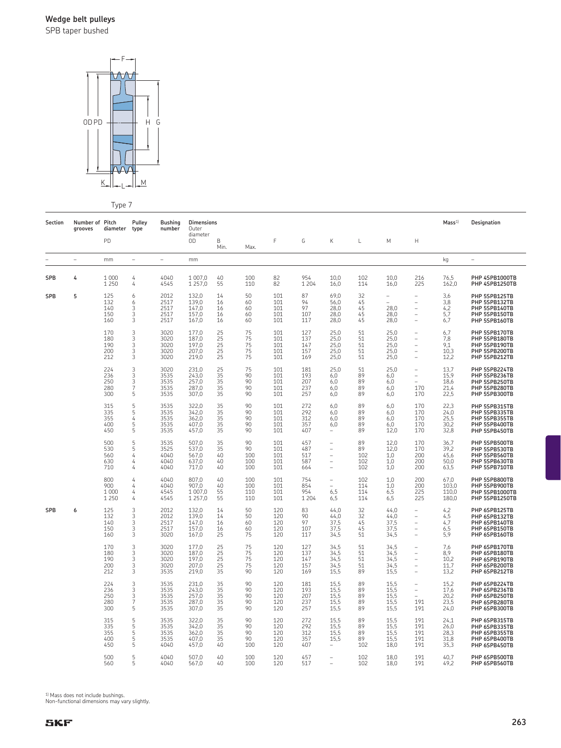## Wedge belt pulleys

SPB taper bushed

Type 7

| Section | Number of grooves | Pitch diameter PD | Pulley type | Bushing number | Dimensions Outer diameter OD | B Min. | Max. | F | G | K | L | M | H | Mass[1] | Designation |
|---|---|---|---|---|---|---|---|---|---|---|---|---|---|---|---|
| – | – | mm | – | – | mm | | | | | | | | | kg | – |
| SPB | 4 | 1 000 | 4 | 4040 | 1 007,0 | 40 | 100 | 82 | 954 | 10,0 | 102 | 10,0 | 216 | 76,5 | PHP 4SPB1000TB |
| | | 1 250 | 4 | 4545 | 1 257,0 | 55 | 110 | 82 | 1 204 | 16,0 | 114 | 16,0 | 225 | 162,0 | PHP 4SPB1250TB |
| SPB | 5 | 125 | 6 | 2012 | 132,0 | 14 | 50 | 101 | 87 | 69,0 | 32 | – | – | 3,6 | PHP 5SPB125TB |
| | | 132 | 6 | 2517 | 139,0 | 16 | 60 | 101 | 94 | 56,0 | 45 | – | – | 3,8 | PHP 5SPB132TB |
| | | 140 | 3 | 2517 | 147,0 | 16 | 60 | 101 | 97 | 28,0 | 45 | 28,0 | – | 4,2 | PHP 5SPB140TB |
| | | 150 | 3 | 2517 | 157,0 | 16 | 60 | 101 | 107 | 28,0 | 45 | 28,0 | – | 5,7 | PHP 5SPB150TB |
| | | 160 | 3 | 2517 | 167,0 | 16 | 60 | 101 | 117 | 28,0 | 45 | 28,0 | – | 6,7 | PHP 5SPB160TB |
| | | 170 | 3 | 3020 | 177,0 | 25 | 75 | 101 | 127 | 25,0 | 51 | 25,0 | – | 6,7 | PHP 5SPB170TB |
| | | 180 | 3 | 3020 | 187,0 | 25 | 75 | 101 | 137 | 25,0 | 51 | 25,0 | – | 7,8 | PHP 5SPB180TB |
| | | 190 | 3 | 3020 | 197,0 | 25 | 75 | 101 | 147 | 25,0 | 51 | 25,0 | – | 9,1 | PHP 5SPB190TB |
| | | 200 | 3 | 3020 | 207,0 | 25 | 75 | 101 | 157 | 25,0 | 51 | 25,0 | – | 10,3 | PHP 5SPB200TB |
| | | 212 | 3 | 3020 | 219,0 | 25 | 75 | 101 | 169 | 25,0 | 51 | 25,0 | – | 12,2 | PHP 5SPB212TB |
| | | 224 | 3 | 3020 | 231,0 | 25 | 75 | 101 | 181 | 25,0 | 51 | 25,0 | – | 13,7 | PHP 5SPB224TB |
| | | 236 | 3 | 3535 | 243,0 | 35 | 90 | 101 | 193 | 6,0 | 89 | 6,0 | – | 15,9 | PHP 5SPB236TB |
| | | 250 | 3 | 3535 | 257,0 | 35 | 90 | 101 | 207 | 6,0 | 89 | 6,0 | – | 18,6 | PHP 5SPB250TB |
| | | 280 | 7 | 3535 | 287,0 | 35 | 90 | 101 | 237 | 6,0 | 89 | 6,0 | 170 | 21,4 | PHP 5SPB280TB |
| | | 300 | 5 | 3535 | 307,0 | 35 | 90 | 101 | 257 | 6,0 | 89 | 6,0 | 170 | 22,5 | PHP 5SPB300TB |
| | | 315 | 5 | 3535 | 322,0 | 35 | 90 | 101 | 272 | 6,0 | 89 | 6,0 | 170 | 22,3 | PHP 5SPB315TB |
| | | 335 | 5 | 3535 | 342,0 | 35 | 90 | 101 | 292 | 6,0 | 89 | 6,0 | 170 | 24,0 | PHP 5SPB335TB |
| | | 355 | 4 | 3535 | 362,0 | 35 | 90 | 101 | 312 | 6,0 | 89 | 6,0 | 170 | 25,5 | PHP 5SPB355TB |
| | | 400 | 5 | 3535 | 407,0 | 35 | 90 | 101 | 357 | 6,0 | 89 | 6,0 | 170 | 30,2 | PHP 5SPB400TB |
| | | 450 | 5 | 3535 | 457,0 | 35 | 90 | 101 | 407 | – | 89 | 12,0 | 170 | 32,8 | PHP 5SPB450TB |
| | | 500 | 5 | 3535 | 507,0 | 35 | 90 | 101 | 457 | – | 89 | 12,0 | 170 | 36,7 | PHP 5SPB500TB |
| | | 530 | 5 | 3525 | 537,0 | 35 | 90 | 101 | 487 | – | 89 | 12,0 | 170 | 39,2 | PHP 5SPB530TB |
| | | 560 | 4 | 4040 | 567,0 | 40 | 100 | 101 | 517 | – | 102 | 1,0 | 200 | 45,6 | PHP 5SPB560TB |
| | | 630 | 4 | 4040 | 637,0 | 40 | 100 | 101 | 587 | – | 102 | 1,0 | 200 | 50,0 | PHP 5SPB630TB |
| | | 710 | 4 | 4040 | 717,0 | 40 | 100 | 101 | 664 | – | 102 | 1,0 | 200 | 63,5 | PHP 5SPB710TB |
| | | 800 | 4 | 4040 | 807,0 | 40 | 100 | 101 | 754 | – | 102 | 1,0 | 200 | 67,0 | PHP 5SPB800TB |
| | | 900 | 4 | 4040 | 907,0 | 40 | 100 | 101 | 854 | – | 114 | 1,0 | 200 | 103,0 | PHP 5SPB900TB |
| | | 1 000 | 4 | 4545 | 1 007,0 | 55 | 110 | 101 | 954 | 6,5 | 114 | 6,5 | 225 | 110,0 | PHP 5SPB1000TB |
| | | 1 250 | 4 | 4545 | 1 257,0 | 55 | 110 | 101 | 1 204 | 6,5 | 114 | 6,5 | 225 | 180,0 | PHP 5SPB1250TB |
| SPB | 6 | 125 | 3 | 2012 | 132,0 | 14 | 50 | 120 | 83 | 44,0 | 32 | 44,0 | – | 4,2 | PHP 6SPB125TB |
| | | 132 | 3 | 2012 | 139,0 | 14 | 50 | 120 | 90 | 44,0 | 32 | 44,0 | – | 4,5 | PHP 6SPB132TB |
| | | 140 | 3 | 2517 | 147,0 | 16 | 60 | 120 | 97 | 37,5 | 45 | 37,5 | – | 4,7 | PHP 6SPB140TB |
| | | 150 | 3 | 2517 | 157,0 | 16 | 60 | 120 | 107 | 37,5 | 45 | 37,5 | – | 6,5 | PHP 6SPB150TB |
| | | 160 | 3 | 3020 | 167,0 | 25 | 75 | 120 | 117 | 34,5 | 51 | 34,5 | – | 5,9 | PHP 6SPB160TB |
| | | 170 | 3 | 3020 | 177,0 | 25 | 75 | 120 | 127 | 34,5 | 51 | 34,5 | – | 7,6 | PHP 6SPB170TB |
| | | 180 | 3 | 3020 | 187,0 | 25 | 75 | 120 | 137 | 34,5 | 51 | 34,5 | – | 8,9 | PHP 6SPB180TB |
| | | 190 | 3 | 3020 | 197,0 | 25 | 75 | 120 | 147 | 34,5 | 51 | 34,5 | – | 10,2 | PHP 6SPB190TB |
| | | 200 | 3 | 3020 | 207,0 | 25 | 75 | 120 | 157 | 34,5 | 51 | 34,5 | – | 11,7 | PHP 6SPB200TB |
| | | 212 | 3 | 3535 | 219,0 | 35 | 90 | 120 | 169 | 15,5 | 89 | 15,5 | – | 13,2 | PHP 6SPB212TB |
| | | 224 | 3 | 3535 | 231,0 | 35 | 90 | 120 | 181 | 15,5 | 89 | 15,5 | – | 15,2 | PHP 6SPB224TB |
| | | 236 | 3 | 3535 | 243,0 | 35 | 90 | 120 | 193 | 15,5 | 89 | 15,5 | – | 17,6 | PHP 6SPB236TB |
| | | 250 | 3 | 3535 | 257,0 | 35 | 90 | 120 | 207 | 15,5 | 89 | 15,5 | – | 20,2 | PHP 6SPB250TB |
| | | 280 | 7 | 3535 | 287,0 | 35 | 90 | 120 | 237 | 15,5 | 89 | 15,5 | 191 | 23,5 | PHP 6SPB280TB |
| | | 300 | 5 | 3535 | 307,0 | 35 | 90 | 120 | 257 | 15,5 | 89 | 15,5 | 191 | 24,0 | PHP 6SPB300TB |
| | | 315 | 5 | 3535 | 322,0 | 35 | 90 | 120 | 272 | 15,5 | 89 | 15,5 | 191 | 24,1 | PHP 6SPB315TB |
| | | 335 | 5 | 3535 | 342,0 | 35 | 90 | 120 | 292 | 15,5 | 89 | 15,5 | 191 | 26,0 | PHP 6SPB335TB |
| | | 355 | 5 | 3535 | 362,0 | 35 | 90 | 120 | 312 | 15,5 | 89 | 15,5 | 191 | 28,3 | PHP 6SPB355TB |
| | | 400 | 5 | 3535 | 407,0 | 35 | 90 | 120 | 357 | 15,5 | 89 | 15,5 | 191 | 31,8 | PHP 6SPB400TB |
| | | 450 | 5 | 4040 | 457,0 | 40 | 100 | 120 | 407 | – | 102 | 18,0 | 191 | 35,3 | PHP 6SPB450TB |
| | | 500 | 5 | 4040 | 507,0 | 40 | 100 | 120 | 457 | – | 102 | 18,0 | 191 | 40,7 | PHP 6SPB500TB |
| | | 560 | 5 | 4040 | 567,0 | 40 | 100 | 120 | 517 | – | 102 | 18,0 | 191 | 49,2 | PHP 6SPB560TB |

[1] Mass does not include bushings.
Non-functional dimensions may vary slightly.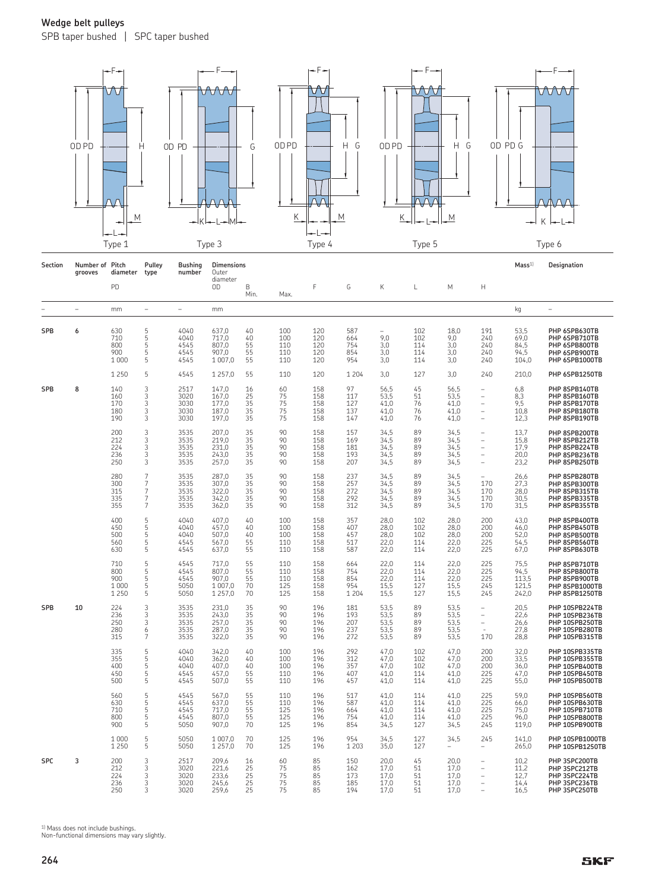# Wedge belt pulleys

SPB taper bushed | SPC taper bushed

Type 1 | Type 3 | Type 4 | Type 5 | Type 6

| Section | Number of grooves | Pitch diameter PD | Pulley type | Bushing number | Dimensions Outer diameter OD | B Min. | Max. | F | G | K | L | M | H | Mass[1] | Designation |
|---|---|---|---|---|---|---|---|---|---|---|---|---|---|---|---|
| – | – | mm | – | – | mm | | | | | | | | | kg | – |
| SPB | 6 | 630 | 5 | 4040 | 637,0 | 40 | 100 | 120 | 587 | – | 102 | 18,0 | 191 | 53,5 | PHP 6SPB630TB |
| | | 710 | 5 | 4040 | 717,0 | 40 | 100 | 120 | 664 | 9,0 | 102 | 9,0 | 240 | 69,0 | PHP 6SPB710TB |
| | | 800 | 5 | 4545 | 807,0 | 55 | 110 | 120 | 754 | 3,0 | 114 | 3,0 | 240 | 84,5 | PHP 6SPB800TB |
| | | 900 | 5 | 4545 | 907,0 | 55 | 110 | 120 | 854 | 3,0 | 114 | 3,0 | 240 | 94,5 | PHP 6SPB900TB |
| | | 1 000 | 5 | 4545 | 1 007,0 | 55 | 110 | 120 | 954 | 3,0 | 114 | 3,0 | 240 | 104,0 | PHP 6SPB1000TB |
| | | 1 250 | 5 | 4545 | 1 257,0 | 55 | 110 | 120 | 1 204 | 3,0 | 127 | 3,0 | 240 | 210,0 | PHP 6SPB1250TB |
| SPB | 8 | 140 | 3 | 2517 | 147,0 | 16 | 60 | 158 | 97 | 56,5 | 45 | 56,5 | – | 6,8 | PHP 8SPB140TB |
| | | 160 | 3 | 3020 | 167,0 | 25 | 75 | 158 | 117 | 53,5 | 51 | 53,5 | – | 8,3 | PHP 8SPB160TB |
| | | 170 | 3 | 3030 | 177,0 | 35 | 75 | 158 | 127 | 41,0 | 76 | 41,0 | – | 9,5 | PHP 8SPB170TB |
| | | 180 | 3 | 3030 | 187,0 | 35 | 75 | 158 | 137 | 41,0 | 76 | 41,0 | – | 10,8 | PHP 8SPB180TB |
| | | 190 | 3 | 3030 | 197,0 | 35 | 75 | 158 | 147 | 41,0 | 76 | 41,0 | – | 12,3 | PHP 8SPB190TB |
| | | 200 | 3 | 3535 | 207,0 | 35 | 90 | 158 | 157 | 34,5 | 89 | 34,5 | – | 13,7 | PHP 8SPB200TB |
| | | 212 | 3 | 3535 | 219,0 | 35 | 90 | 158 | 169 | 34,5 | 89 | 34,5 | – | 15,8 | PHP 8SPB212TB |
| | | 224 | 3 | 3535 | 231,0 | 35 | 90 | 158 | 181 | 34,5 | 89 | 34,5 | – | 17,9 | PHP 8SPB224TB |
| | | 236 | 3 | 3535 | 243,0 | 35 | 90 | 158 | 193 | 34,5 | 89 | 34,5 | – | 20,0 | PHP 8SPB236TB |
| | | 250 | 3 | 3535 | 257,0 | 35 | 90 | 158 | 207 | 34,5 | 89 | 34,5 | – | 23,2 | PHP 8SPB250TB |
| | | 280 | 7 | 3535 | 287,0 | 35 | 90 | 158 | 237 | 34,5 | 89 | 34,5 | – | 26,6 | PHP 8SPB280TB |
| | | 300 | 7 | 3535 | 307,0 | 35 | 90 | 158 | 257 | 34,5 | 89 | 34,5 | 170 | 27,3 | PHP 8SPB300TB |
| | | 315 | 7 | 3535 | 322,0 | 35 | 90 | 158 | 272 | 34,5 | 89 | 34,5 | 170 | 28,0 | PHP 8SPB315TB |
| | | 335 | 7 | 3535 | 342,0 | 35 | 90 | 158 | 292 | 34,5 | 89 | 34,5 | 170 | 30,5 | PHP 8SPB335TB |
| | | 355 | 7 | 3535 | 362,0 | 35 | 90 | 158 | 312 | 34,5 | 89 | 34,5 | 170 | 31,5 | PHP 8SPB355TB |
| | | 400 | 5 | 4040 | 407,0 | 40 | 100 | 158 | 357 | 28,0 | 102 | 28,0 | 200 | 43,0 | PHP 8SPB400TB |
| | | 450 | 5 | 4040 | 457,0 | 40 | 100 | 158 | 407 | 28,0 | 102 | 28,0 | 200 | 46,0 | PHP 8SPB450TB |
| | | 500 | 5 | 4040 | 507,0 | 40 | 100 | 158 | 457 | 28,0 | 102 | 28,0 | 200 | 52,0 | PHP 8SPB500TB |
| | | 560 | 5 | 4545 | 567,0 | 55 | 110 | 158 | 517 | 22,0 | 114 | 22,0 | 225 | 54,5 | PHP 8SPB560TB |
| | | 630 | 5 | 4545 | 637,0 | 55 | 110 | 158 | 587 | 22,0 | 114 | 22,0 | 225 | 67,0 | PHP 8SPB630TB |
| | | 710 | 5 | 4545 | 717,0 | 55 | 110 | 158 | 664 | 22,0 | 114 | 22,0 | 225 | 75,5 | PHP 8SPB710TB |
| | | 800 | 5 | 4545 | 807,0 | 55 | 110 | 158 | 754 | 22,0 | 114 | 22,0 | 225 | 94,5 | PHP 8SPB800TB |
| | | 900 | 5 | 4545 | 907,0 | 55 | 110 | 158 | 854 | 22,0 | 114 | 22,0 | 225 | 113,5 | PHP 8SPB900TB |
| | | 1 000 | 5 | 5050 | 1 007,0 | 70 | 125 | 158 | 954 | 15,5 | 127 | 15,5 | 245 | 121,5 | PHP 8SPB1000TB |
| | | 1 250 | 5 | 5050 | 1 257,0 | 70 | 125 | 158 | 1 204 | 15,5 | 127 | 15,5 | 245 | 242,0 | PHP 8SPB1250TB |
| SPB | 10 | 224 | 3 | 3535 | 231,0 | 35 | 90 | 196 | 181 | 53,5 | 89 | 53,5 | – | 20,5 | PHP 10SPB224TB |
| | | 236 | 3 | 3535 | 243,0 | 35 | 90 | 196 | 193 | 53,5 | 89 | 53,5 | – | 22,6 | PHP 10SPB236TB |
| | | 250 | 3 | 3535 | 257,0 | 35 | 90 | 196 | 207 | 53,5 | 89 | 53,5 | – | 26,6 | PHP 10SPB250TB |
| | | 280 | 6 | 3535 | 287,0 | 35 | 90 | 196 | 237 | 53,5 | 89 | 53,5 | - | 27,8 | PHP 10SPB280TB |
| | | 315 | 7 | 3535 | 322,0 | 35 | 90 | 196 | 272 | 53,5 | 89 | 53,5 | 170 | 28,8 | PHP 10SPB315TB |
| | | 335 | 5 | 4040 | 342,0 | 40 | 100 | 196 | 292 | 47,0 | 102 | 47,0 | 200 | 32,0 | PHP 10SPB335TB |
| | | 355 | 5 | 4040 | 362,0 | 40 | 100 | 196 | 312 | 47,0 | 102 | 47,0 | 200 | 33,5 | PHP 10SPB355TB |
| | | 400 | 5 | 4040 | 407,0 | 40 | 100 | 196 | 357 | 47,0 | 102 | 47,0 | 200 | 36,0 | PHP 10SPB400TB |
| | | 450 | 5 | 4545 | 457,0 | 55 | 110 | 196 | 407 | 41,0 | 114 | 41,0 | 225 | 47,0 | PHP 10SPB450TB |
| | | 500 | 5 | 4545 | 507,0 | 55 | 110 | 196 | 457 | 41,0 | 114 | 41,0 | 225 | 55,0 | PHP 10SPB500TB |
| | | 560 | 5 | 4545 | 567,0 | 55 | 110 | 196 | 517 | 41,0 | 114 | 41,0 | 225 | 59,0 | PHP 10SPB560TB |
| | | 630 | 5 | 4545 | 637,0 | 55 | 110 | 196 | 587 | 41,0 | 114 | 41,0 | 225 | 66,0 | PHP 10SPB630TB |
| | | 710 | 5 | 4545 | 717,0 | 55 | 125 | 196 | 664 | 41,0 | 114 | 41,0 | 225 | 75,0 | PHP 10SPB710TB |
| | | 800 | 5 | 4545 | 807,0 | 55 | 125 | 196 | 754 | 41,0 | 114 | 41,0 | 225 | 96,0 | PHP 10SPB800TB |
| | | 900 | 5 | 5050 | 907,0 | 70 | 125 | 196 | 854 | 34,5 | 127 | 34,5 | 245 | 119,0 | PHP 10SPB900TB |
| | | 1 000 | 5 | 5050 | 1 007,0 | 70 | 125 | 196 | 954 | 34,5 | 127 | 34,5 | 245 | 141,0 | PHP 10SPB1000TB |
| | | 1 250 | 5 | 5050 | 1 257,0 | 70 | 125 | 196 | 1 203 | 35,0 | 127 | – | – | 265,0 | PHP 10SPB1250TB |
| SPC | 3 | 200 | 3 | 2517 | 209,6 | 16 | 60 | 85 | 150 | 20,0 | 45 | 20,0 | – | 10,2 | PHP 3SPC200TB |
| | | 212 | 3 | 3020 | 221,6 | 25 | 75 | 85 | 162 | 17,0 | 51 | 17,0 | – | 11,2 | PHP 3SPC212TB |
| | | 224 | 3 | 3020 | 233,6 | 25 | 75 | 85 | 173 | 17,0 | 51 | 17,0 | – | 12,7 | PHP 3SPC224TB |
| | | 236 | 3 | 3020 | 245,6 | 25 | 75 | 85 | 185 | 17,0 | 51 | 17,0 | – | 14,4 | PHP 3SPC236TB |
| | | 250 | 3 | 3020 | 259,6 | 25 | 75 | 85 | 194 | 17,0 | 51 | 17,0 | – | 16,5 | PHP 3SPC250TB |

[1] Mass does not include bushings.
Non-functional dimensions may vary slightly.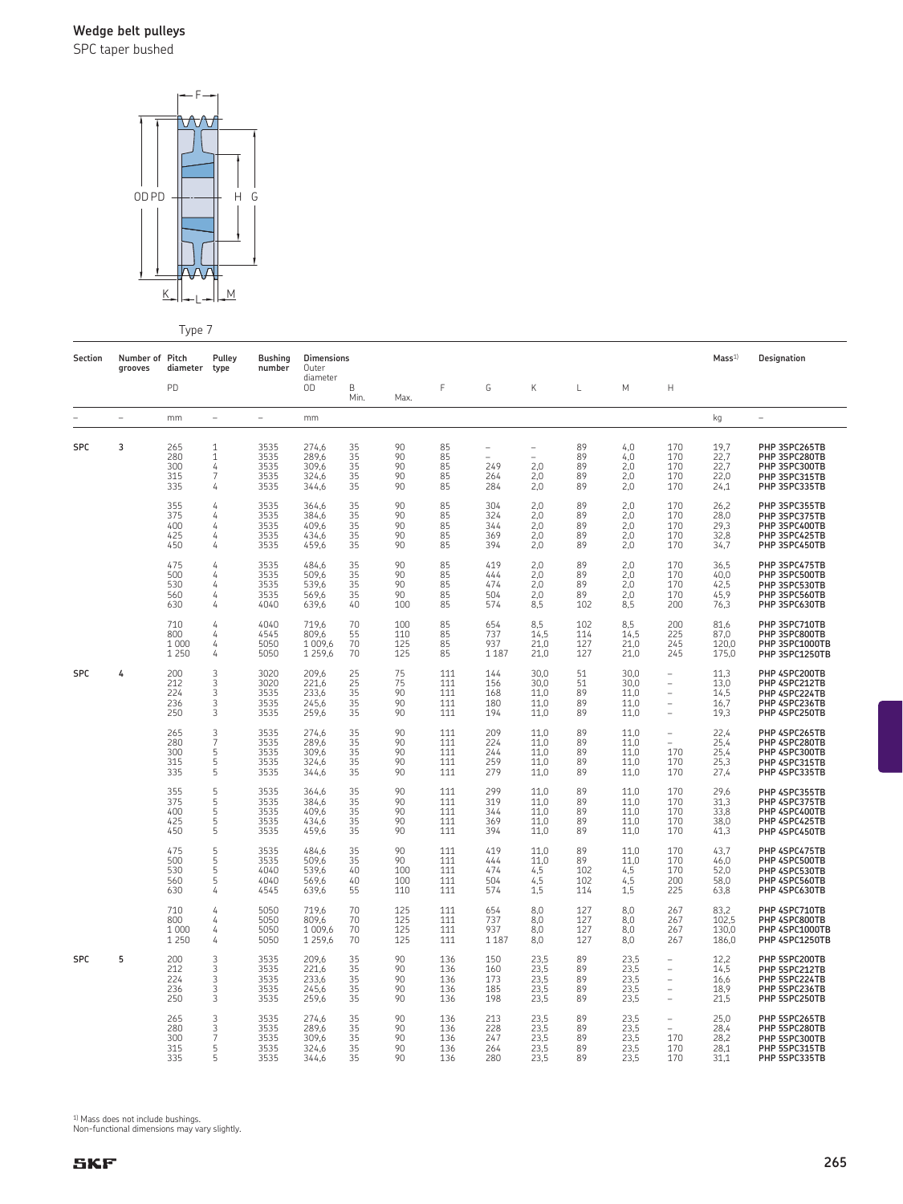## Wedge belt pulleys

SPC taper bushed

Type 7

| Section | Number of grooves | Pitch diameter PD | Pulley type | Bushing number | Dimensions Outer diameter OD | B Min. | Max. | F | G | K | L | M | H | Mass[1] | Designation |
|---|---|---|---|---|---|---|---|---|---|---|---|---|---|---|---|
| – | – | mm | – | – | mm | | | | | | | | | kg | – |
| SPC | 3 | 265 | 1 | 3535 | 274,6 | 35 | 90 | 85 | – | – | 89 | 4,0 | 170 | 19,7 | PHP 3SPC265TB |
| | | 280 | 1 | 3535 | 289,6 | 35 | 90 | 85 | – | – | 89 | 4,0 | 170 | 22,7 | PHP 3SPC280TB |
| | | 300 | 4 | 3535 | 309,6 | 35 | 90 | 85 | 249 | 2,0 | 89 | 2,0 | 170 | 22,7 | PHP 3SPC300TB |
| | | 315 | 7 | 3535 | 324,6 | 35 | 90 | 85 | 264 | 2,0 | 89 | 2,0 | 170 | 22,0 | PHP 3SPC315TB |
| | | 335 | 4 | 3535 | 344,6 | 35 | 90 | 85 | 284 | 2,0 | 89 | 2,0 | 170 | 24,1 | PHP 3SPC335TB |
| | | 355 | 4 | 3535 | 364,6 | 35 | 90 | 85 | 304 | 2,0 | 89 | 2,0 | 170 | 26,2 | PHP 3SPC355TB |
| | | 375 | 4 | 3535 | 384,6 | 35 | 90 | 85 | 324 | 2,0 | 89 | 2,0 | 170 | 28,0 | PHP 3SPC375TB |
| | | 400 | 4 | 3535 | 409,6 | 35 | 90 | 85 | 344 | 2,0 | 89 | 2,0 | 170 | 29,3 | PHP 3SPC400TB |
| | | 425 | 4 | 3535 | 434,6 | 35 | 90 | 85 | 369 | 2,0 | 89 | 2,0 | 170 | 32,8 | PHP 3SPC425TB |
| | | 450 | 4 | 3535 | 459,6 | 35 | 90 | 85 | 394 | 2,0 | 89 | 2,0 | 170 | 34,7 | PHP 3SPC450TB |
| | | 475 | 4 | 3535 | 484,6 | 35 | 90 | 85 | 419 | 2,0 | 89 | 2,0 | 170 | 36,5 | PHP 3SPC475TB |
| | | 500 | 4 | 3535 | 509,6 | 35 | 90 | 85 | 444 | 2,0 | 89 | 2,0 | 170 | 40,0 | PHP 3SPC500TB |
| | | 530 | 4 | 3535 | 539,6 | 35 | 90 | 85 | 474 | 2,0 | 89 | 2,0 | 170 | 42,5 | PHP 3SPC530TB |
| | | 560 | 4 | 3535 | 569,6 | 35 | 90 | 85 | 504 | 2,0 | 89 | 2,0 | 170 | 45,9 | PHP 3SPC560TB |
| | | 630 | 4 | 4040 | 639,6 | 40 | 100 | 85 | 574 | 8,5 | 102 | 8,5 | 200 | 76,3 | PHP 3SPC630TB |
| | | 710 | 4 | 4040 | 719,6 | 70 | 100 | 85 | 654 | 8,5 | 102 | 8,5 | 200 | 81,6 | PHP 3SPC710TB |
| | | 800 | 4 | 4545 | 809,6 | 55 | 110 | 85 | 737 | 14,5 | 114 | 14,5 | 225 | 87,0 | PHP 3SPC800TB |
| | | 1 000 | 4 | 5050 | 1 009,6 | 70 | 125 | 85 | 937 | 21,0 | 127 | 21,0 | 245 | 120,0 | PHP 3SPC1000TB |
| | | 1 250 | 4 | 5050 | 1 259,6 | 70 | 125 | 85 | 1 187 | 21,0 | 127 | 21,0 | 245 | 175,0 | PHP 3SPC1250TB |
| SPC | 4 | 200 | 3 | 3020 | 209,6 | 25 | 75 | 111 | 144 | 30,0 | 51 | 30,0 | – | 11,3 | PHP 4SPC200TB |
| | | 212 | 3 | 3020 | 221,6 | 25 | 75 | 111 | 156 | 30,0 | 51 | 30,0 | – | 13,0 | PHP 4SPC212TB |
| | | 224 | 3 | 3535 | 233,6 | 35 | 90 | 111 | 168 | 11,0 | 89 | 11,0 | – | 14,5 | PHP 4SPC224TB |
| | | 236 | 3 | 3535 | 245,6 | 35 | 90 | 111 | 180 | 11,0 | 89 | 11,0 | – | 16,7 | PHP 4SPC236TB |
| | | 250 | 3 | 3535 | 259,6 | 35 | 90 | 111 | 194 | 11,0 | 89 | 11,0 | – | 19,3 | PHP 4SPC250TB |
| | | 265 | 3 | 3535 | 274,6 | 35 | 90 | 111 | 209 | 11,0 | 89 | 11,0 | – | 22,4 | PHP 4SPC265TB |
| | | 280 | 7 | 3535 | 289,6 | 35 | 90 | 111 | 224 | 11,0 | 89 | 11,0 | – | 25,4 | PHP 4SPC280TB |
| | | 300 | 5 | 3535 | 309,6 | 35 | 90 | 111 | 244 | 11,0 | 89 | 11,0 | 170 | 25,4 | PHP 4SPC300TB |
| | | 315 | 5 | 3535 | 324,6 | 35 | 90 | 111 | 259 | 11,0 | 89 | 11,0 | 170 | 25,3 | PHP 4SPC315TB |
| | | 335 | 5 | 3535 | 344,6 | 35 | 90 | 111 | 279 | 11,0 | 89 | 11,0 | 170 | 27,4 | PHP 4SPC335TB |
| | | 355 | 5 | 3535 | 364,6 | 35 | 90 | 111 | 299 | 11,0 | 89 | 11,0 | 170 | 29,6 | PHP 4SPC355TB |
| | | 375 | 5 | 3535 | 384,6 | 35 | 90 | 111 | 319 | 11,0 | 89 | 11,0 | 170 | 31,3 | PHP 4SPC375TB |
| | | 400 | 5 | 3535 | 409,6 | 35 | 90 | 111 | 344 | 11,0 | 89 | 11,0 | 170 | 33,8 | PHP 4SPC400TB |
| | | 425 | 5 | 3535 | 434,6 | 35 | 90 | 111 | 369 | 11,0 | 89 | 11,0 | 170 | 38,0 | PHP 4SPC425TB |
| | | 450 | 5 | 3535 | 459,6 | 35 | 90 | 111 | 394 | 11,0 | 89 | 11,0 | 170 | 41,3 | PHP 4SPC450TB |
| | | 475 | 5 | 3535 | 484,6 | 35 | 90 | 111 | 419 | 11,0 | 89 | 11,0 | 170 | 43,7 | PHP 4SPC475TB |
| | | 500 | 5 | 3535 | 509,6 | 35 | 90 | 111 | 444 | 11,0 | 89 | 11,0 | 170 | 46,0 | PHP 4SPC500TB |
| | | 530 | 5 | 4040 | 539,6 | 40 | 100 | 111 | 474 | 4,5 | 102 | 4,5 | 170 | 52,0 | PHP 4SPC530TB |
| | | 560 | 5 | 4040 | 569,6 | 40 | 100 | 111 | 504 | 4,5 | 102 | 4,5 | 200 | 58,0 | PHP 4SPC560TB |
| | | 630 | 4 | 4545 | 639,6 | 55 | 110 | 111 | 574 | 1,5 | 114 | 1,5 | 225 | 63,8 | PHP 4SPC630TB |
| | | 710 | 4 | 5050 | 719,6 | 70 | 125 | 111 | 654 | 8,0 | 127 | 8,0 | 267 | 83,2 | PHP 4SPC710TB |
| | | 800 | 4 | 5050 | 809,6 | 70 | 125 | 111 | 737 | 8,0 | 127 | 8,0 | 267 | 102,5 | PHP 4SPC800TB |
| | | 1 000 | 4 | 5050 | 1 009,6 | 70 | 125 | 111 | 937 | 8,0 | 127 | 8,0 | 267 | 130,0 | PHP 4SPC1000TB |
| | | 1 250 | 4 | 5050 | 1 259,6 | 70 | 125 | 111 | 1 187 | 8,0 | 127 | 8,0 | 267 | 186,0 | PHP 4SPC1250TB |
| SPC | 5 | 200 | 3 | 3535 | 209,6 | 35 | 90 | 136 | 150 | 23,5 | 89 | 23,5 | – | 12,2 | PHP 5SPC200TB |
| | | 212 | 3 | 3535 | 221,6 | 35 | 90 | 136 | 160 | 23,5 | 89 | 23,5 | – | 14,5 | PHP 5SPC212TB |
| | | 224 | 3 | 3535 | 233,6 | 35 | 90 | 136 | 173 | 23,5 | 89 | 23,5 | – | 16,6 | PHP 5SPC224TB |
| | | 236 | 3 | 3535 | 245,6 | 35 | 90 | 136 | 185 | 23,5 | 89 | 23,5 | – | 18,9 | PHP 5SPC236TB |
| | | 250 | 3 | 3535 | 259,6 | 35 | 90 | 136 | 198 | 23,5 | 89 | 23,5 | – | 21,5 | PHP 5SPC250TB |
| | | 265 | 3 | 3535 | 274,6 | 35 | 90 | 136 | 213 | 23,5 | 89 | 23,5 | – | 25,0 | PHP 5SPC265TB |
| | | 280 | 3 | 3535 | 289,6 | 35 | 90 | 136 | 228 | 23,5 | 89 | 23,5 | – | 28,4 | PHP 5SPC280TB |
| | | 300 | 7 | 3535 | 309,6 | 35 | 90 | 136 | 247 | 23,5 | 89 | 23,5 | 170 | 28,2 | PHP 5SPC300TB |
| | | 315 | 5 | 3535 | 324,6 | 35 | 90 | 136 | 264 | 23,5 | 89 | 23,5 | 170 | 28,1 | PHP 5SPC315TB |
| | | 335 | 5 | 3535 | 344,6 | 35 | 90 | 136 | 280 | 23,5 | 89 | 23,5 | 170 | 31,1 | PHP 5SPC335TB |

[1] Mass does not include bushings.
Non-functional dimensions may vary slightly.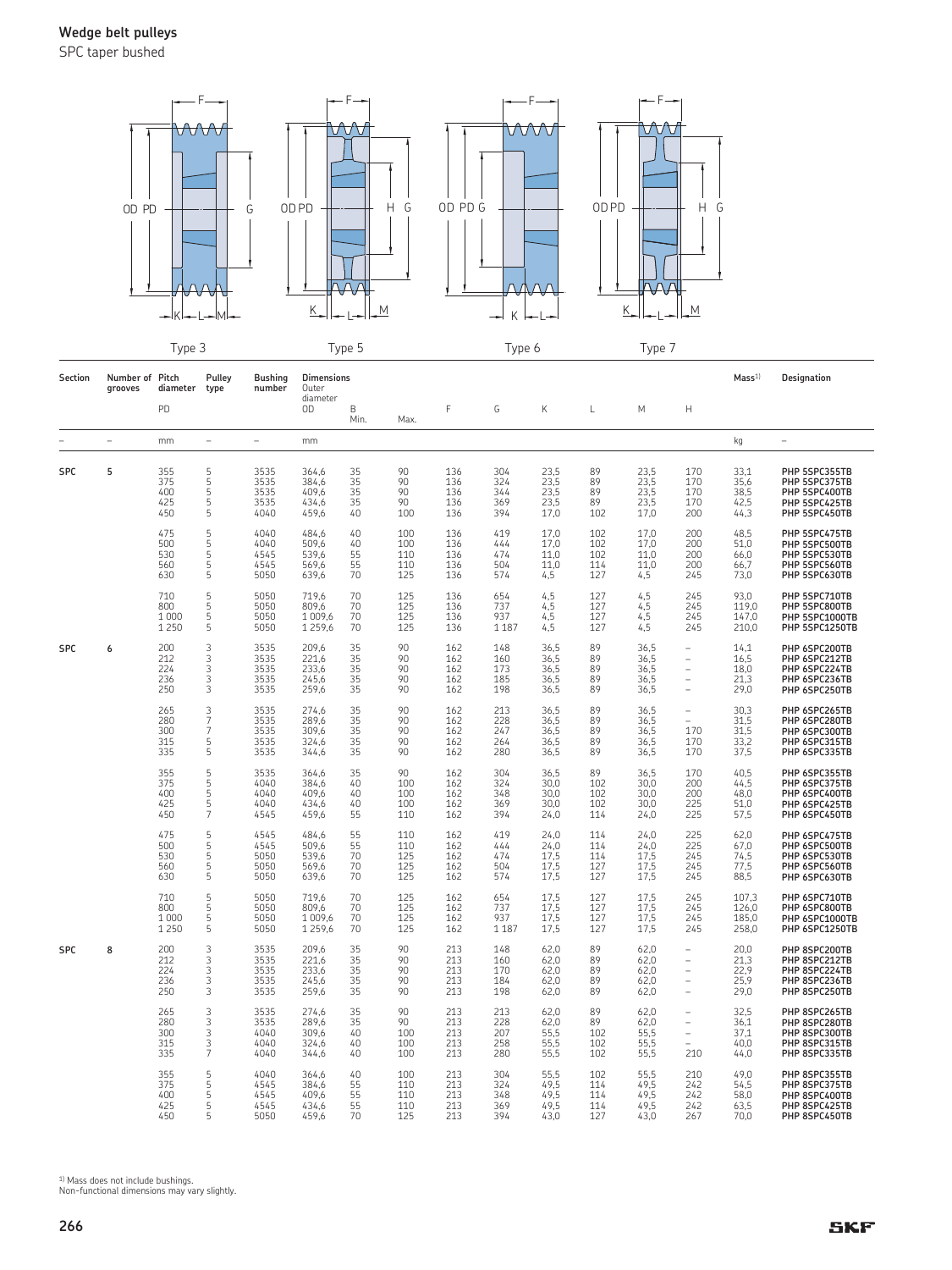## Wedge belt pulleys

SPC taper bushed

Type 3 Type 5 Type 6 Type 7

| Section | Number of grooves | Pitch diameter PD | Pulley type | Bushing number | Outer diameter OD | B Min. | B Max. | F | G | K | L | M | H | Mass[1)] | Designation |
|---|---|---|---|---|---|---|---|---|---|---|---|---|---|---|---|
| – | – | mm | – | – | mm | | | | | | | | | kg | – |
| SPC | 5 | 355 | 5 | 3535 | 364,6 | 35 | 90 | 136 | 304 | 23,5 | 89 | 23,5 | 170 | 33,1 | PHP 5SPC355TB |
| | | 375 | 5 | 3535 | 384,6 | 35 | 90 | 136 | 324 | 23,5 | 89 | 23,5 | 170 | 35,6 | PHP 5SPC375TB |
| | | 400 | 5 | 3535 | 409,6 | 35 | 90 | 136 | 344 | 23,5 | 89 | 23,5 | 170 | 38,5 | PHP 5SPC400TB |
| | | 425 | 5 | 3535 | 434,6 | 35 | 90 | 136 | 369 | 23,5 | 89 | 23,5 | 170 | 42,5 | PHP 5SPC425TB |
| | | 450 | 5 | 4040 | 459,6 | 40 | 100 | 136 | 394 | 17,0 | 102 | 17,0 | 200 | 44,3 | PHP 5SPC450TB |
| | | 475 | 5 | 4040 | 484,6 | 40 | 100 | 136 | 419 | 17,0 | 102 | 17,0 | 200 | 48,5 | PHP 5SPC475TB |
| | | 500 | 5 | 4040 | 509,6 | 40 | 100 | 136 | 444 | 17,0 | 102 | 17,0 | 200 | 51,0 | PHP 5SPC500TB |
| | | 530 | 5 | 4545 | 539,6 | 55 | 110 | 136 | 474 | 11,0 | 102 | 11,0 | 200 | 66,0 | PHP 5SPC530TB |
| | | 560 | 5 | 4545 | 569,6 | 55 | 110 | 136 | 504 | 11,0 | 114 | 11,0 | 200 | 66,7 | PHP 5SPC560TB |
| | | 630 | 5 | 5050 | 639,6 | 70 | 125 | 136 | 574 | 4,5 | 127 | 4,5 | 245 | 73,0 | PHP 5SPC630TB |
| | | 710 | 5 | 5050 | 719,6 | 70 | 125 | 136 | 654 | 4,5 | 127 | 4,5 | 245 | 93,0 | PHP 5SPC710TB |
| | | 800 | 5 | 5050 | 809,6 | 70 | 125 | 136 | 737 | 4,5 | 127 | 4,5 | 245 | 119,0 | PHP 5SPC800TB |
| | | 1 000 | 5 | 5050 | 1 009,6 | 70 | 125 | 136 | 937 | 4,5 | 127 | 4,5 | 245 | 147,0 | PHP 5SPC1000TB |
| | | 1 250 | 5 | 5050 | 1 259,6 | 70 | 125 | 136 | 1 187 | 4,5 | 127 | 4,5 | 245 | 210,0 | PHP 5SPC1250TB |
| SPC | 6 | 200 | 3 | 3535 | 209,6 | 35 | 90 | 162 | 148 | 36,5 | 89 | 36,5 | – | 14,1 | PHP 6SPC200TB |
| | | 212 | 3 | 3535 | 221,6 | 35 | 90 | 162 | 160 | 36,5 | 89 | 36,5 | – | 16,5 | PHP 6SPC212TB |
| | | 224 | 3 | 3535 | 233,6 | 35 | 90 | 162 | 173 | 36,5 | 89 | 36,5 | – | 18,0 | PHP 6SPC224TB |
| | | 236 | 3 | 3535 | 245,6 | 35 | 90 | 162 | 185 | 36,5 | 89 | 36,5 | – | 21,3 | PHP 6SPC236TB |
| | | 250 | 3 | 3535 | 259,6 | 35 | 90 | 162 | 198 | 36,5 | 89 | 36,5 | – | 29,0 | PHP 6SPC250TB |
| | | 265 | 3 | 3535 | 274,6 | 35 | 90 | 162 | 213 | 36,5 | 89 | 36,5 | – | 30,3 | PHP 6SPC265TB |
| | | 280 | 7 | 3535 | 289,6 | 35 | 90 | 162 | 228 | 36,5 | 89 | 36,5 | – | 31,5 | PHP 6SPC280TB |
| | | 300 | 7 | 3535 | 309,6 | 35 | 90 | 162 | 247 | 36,5 | 89 | 36,5 | 170 | 31,5 | PHP 6SPC300TB |
| | | 315 | 5 | 3535 | 324,6 | 35 | 90 | 162 | 264 | 36,5 | 89 | 36,5 | 170 | 33,2 | PHP 6SPC315TB |
| | | 335 | 5 | 3535 | 344,6 | 35 | 90 | 162 | 280 | 36,5 | 89 | 36,5 | 170 | 37,5 | PHP 6SPC335TB |
| | | 355 | 5 | 3535 | 364,6 | 35 | 90 | 162 | 304 | 36,5 | 89 | 36,5 | 170 | 40,5 | PHP 6SPC355TB |
| | | 375 | 5 | 4040 | 384,6 | 40 | 100 | 162 | 324 | 30,0 | 102 | 30,0 | 200 | 44,5 | PHP 6SPC375TB |
| | | 400 | 5 | 4040 | 409,6 | 40 | 100 | 162 | 348 | 30,0 | 102 | 30,0 | 200 | 48,0 | PHP 6SPC400TB |
| | | 425 | 5 | 4040 | 434,6 | 40 | 100 | 162 | 369 | 30,0 | 102 | 30,0 | 225 | 51,0 | PHP 6SPC425TB |
| | | 450 | 7 | 4545 | 459,6 | 55 | 110 | 162 | 394 | 24,0 | 114 | 24,0 | 225 | 57,5 | PHP 6SPC450TB |
| | | 475 | 5 | 4545 | 484,6 | 55 | 110 | 162 | 419 | 24,0 | 114 | 24,0 | 225 | 62,0 | PHP 6SPC475TB |
| | | 500 | 5 | 4545 | 509,6 | 55 | 110 | 162 | 444 | 24,0 | 114 | 24,0 | 225 | 67,0 | PHP 6SPC500TB |
| | | 530 | 5 | 5050 | 539,6 | 70 | 125 | 162 | 474 | 17,5 | 114 | 17,5 | 245 | 74,5 | PHP 6SPC530TB |
| | | 560 | 5 | 5050 | 569,6 | 70 | 125 | 162 | 504 | 17,5 | 127 | 17,5 | 245 | 77,5 | PHP 6SPC560TB |
| | | 630 | 5 | 5050 | 639,6 | 70 | 125 | 162 | 574 | 17,5 | 127 | 17,5 | 245 | 88,5 | PHP 6SPC630TB |
| | | 710 | 5 | 5050 | 719,6 | 70 | 125 | 162 | 654 | 17,5 | 127 | 17,5 | 245 | 107,3 | PHP 6SPC710TB |
| | | 800 | 5 | 5050 | 809,6 | 70 | 125 | 162 | 737 | 17,5 | 127 | 17,5 | 245 | 126,0 | PHP 6SPC800TB |
| | | 1 000 | 5 | 5050 | 1 009,6 | 70 | 125 | 162 | 937 | 17,5 | 127 | 17,5 | 245 | 185,0 | PHP 6SPC1000TB |
| | | 1 250 | 5 | 5050 | 1 259,6 | 70 | 125 | 162 | 1 187 | 17,5 | 127 | 17,5 | 245 | 258,0 | PHP 6SPC1250TB |
| SPC | 8 | 200 | 3 | 3535 | 209,6 | 35 | 90 | 213 | 148 | 62,0 | 89 | 62,0 | – | 20,0 | PHP 8SPC200TB |
| | | 212 | 3 | 3535 | 221,6 | 35 | 90 | 213 | 160 | 62,0 | 89 | 62,0 | – | 21,3 | PHP 8SPC212TB |
| | | 224 | 3 | 3535 | 233,6 | 35 | 90 | 213 | 170 | 62,0 | 89 | 62,0 | – | 22,9 | PHP 8SPC224TB |
| | | 236 | 3 | 3535 | 245,6 | 35 | 90 | 213 | 184 | 62,0 | 89 | 62,0 | – | 25,9 | PHP 8SPC236TB |
| | | 250 | 3 | 3535 | 259,6 | 35 | 90 | 213 | 198 | 62,0 | 89 | 62,0 | – | 29,0 | PHP 8SPC250TB |
| | | 265 | 3 | 3535 | 274,6 | 35 | 90 | 213 | 213 | 62,0 | 89 | 62,0 | – | 32,5 | PHP 8SPC265TB |
| | | 280 | 3 | 3535 | 289,6 | 35 | 90 | 213 | 228 | 62,0 | 89 | 62,0 | – | 36,1 | PHP 8SPC280TB |
| | | 300 | 3 | 4040 | 309,6 | 40 | 100 | 213 | 207 | 55,5 | 102 | 55,5 | – | 37,1 | PHP 8SPC300TB |
| | | 315 | 3 | 4040 | 324,6 | 40 | 100 | 213 | 258 | 55,5 | 102 | 55,5 | – | 40,0 | PHP 8SPC315TB |
| | | 335 | 7 | 4040 | 344,6 | 40 | 100 | 213 | 280 | 55,5 | 102 | 55,5 | 210 | 44,0 | PHP 8SPC335TB |
| | | 355 | 5 | 4040 | 364,6 | 40 | 100 | 213 | 304 | 55,5 | 102 | 55,5 | 210 | 49,0 | PHP 8SPC355TB |
| | | 375 | 5 | 4545 | 384,6 | 55 | 110 | 213 | 324 | 49,5 | 114 | 49,5 | 242 | 54,5 | PHP 8SPC375TB |
| | | 400 | 5 | 4545 | 409,6 | 55 | 110 | 213 | 348 | 49,5 | 114 | 49,5 | 242 | 58,0 | PHP 8SPC400TB |
| | | 425 | 5 | 4545 | 434,6 | 55 | 110 | 213 | 369 | 49,5 | 114 | 49,5 | 242 | 63,5 | PHP 8SPC425TB |
| | | 450 | 5 | 5050 | 459,6 | 70 | 125 | 213 | 394 | 43,0 | 127 | 43,0 | 267 | 70,0 | PHP 8SPC450TB |

[1)] Mass does not include bushings.
Non-functional dimensions may vary slightly.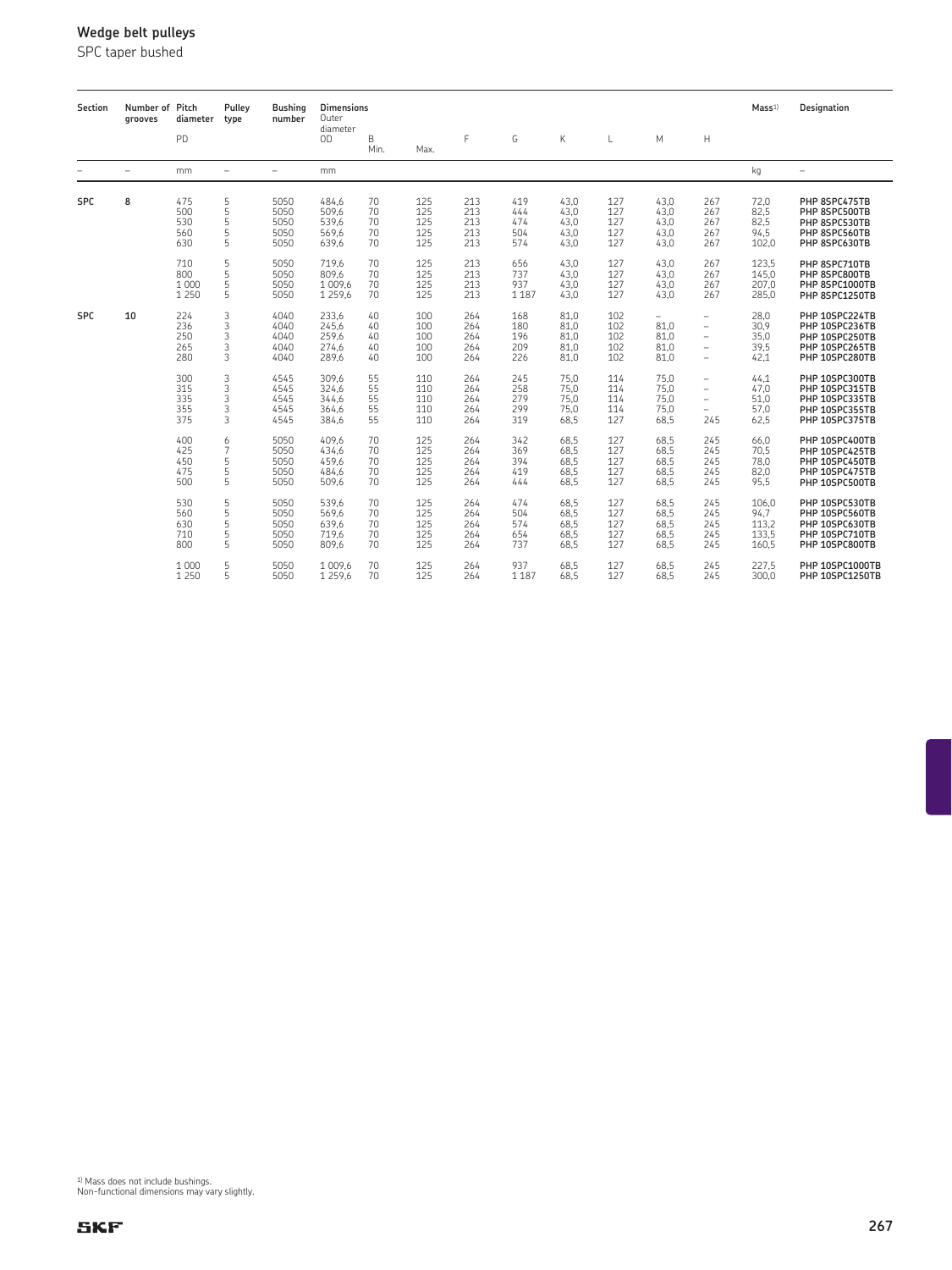# Wedge belt pulleys

SPC taper bushed

| Section | Number of grooves | Pitch diameter | Pulley type | Bushing number | Dimensions | | | | | | | | | | Mass[1)] | Designation |
|---|---|---|---|---|---|---|---|---|---|---|---|---|---|---|---|---|
| | | PD | | | Outer diameter OD | B Min. | Max. | F | G | K | L | M | H | | | |
| – | – | mm | – | – | mm | | | | | | | | | | kg | – |
| SPC | 8 | 475 | 5 | 5050 | 484,6 | 70 | 125 | 213 | 419 | 43,0 | 127 | 43,0 | 267 | | 72,0 | PHP 8SPC475TB |
| | | 500 | 5 | 5050 | 509,6 | 70 | 125 | 213 | 444 | 43,0 | 127 | 43,0 | 267 | | 82,5 | PHP 8SPC500TB |
| | | 530 | 5 | 5050 | 539,6 | 70 | 125 | 213 | 474 | 43,0 | 127 | 43,0 | 267 | | 82,5 | PHP 8SPC530TB |
| | | 560 | 5 | 5050 | 569,6 | 70 | 125 | 213 | 504 | 43,0 | 127 | 43,0 | 267 | | 94,5 | PHP 8SPC560TB |
| | | 630 | 5 | 5050 | 639,6 | 70 | 125 | 213 | 574 | 43,0 | 127 | 43,0 | 267 | | 102,0 | PHP 8SPC630TB |
| | | 710 | 5 | 5050 | 719,6 | 70 | 125 | 213 | 656 | 43,0 | 127 | 43,0 | 267 | | 123,5 | PHP 8SPC710TB |
| | | 800 | 5 | 5050 | 809,6 | 70 | 125 | 213 | 737 | 43,0 | 127 | 43,0 | 267 | | 145,0 | PHP 8SPC800TB |
| | | 1 000 | 5 | 5050 | 1 009,6 | 70 | 125 | 213 | 937 | 43,0 | 127 | 43,0 | 267 | | 207,0 | PHP 8SPC1000TB |
| | | 1 250 | 5 | 5050 | 1 259,6 | 70 | 125 | 213 | 1 187 | 43,0 | 127 | 43,0 | 267 | | 285,0 | PHP 8SPC1250TB |
| SPC | 10 | 224 | 3 | 4040 | 233,6 | 40 | 100 | 264 | 168 | 81,0 | 102 | – | – | | 28,0 | PHP 10SPC224TB |
| | | 236 | 3 | 4040 | 245,6 | 40 | 100 | 264 | 180 | 81,0 | 102 | 81,0 | – | | 30,9 | PHP 10SPC236TB |
| | | 250 | 3 | 4040 | 259,6 | 40 | 100 | 264 | 196 | 81,0 | 102 | 81,0 | – | | 35,0 | PHP 10SPC250TB |
| | | 265 | 3 | 4040 | 274,6 | 40 | 100 | 264 | 209 | 81,0 | 102 | 81,0 | – | | 39,5 | PHP 10SPC265TB |
| | | 280 | 3 | 4040 | 289,6 | 40 | 100 | 264 | 226 | 81,0 | 102 | 81,0 | – | | 42,1 | PHP 10SPC280TB |
| | | 300 | 3 | 4545 | 309,6 | 55 | 110 | 264 | 245 | 75,0 | 114 | 75,0 | – | | 44,1 | PHP 10SPC300TB |
| | | 315 | 3 | 4545 | 324,6 | 55 | 110 | 264 | 258 | 75,0 | 114 | 75,0 | – | | 47,0 | PHP 10SPC315TB |
| | | 335 | 3 | 4545 | 344,6 | 55 | 110 | 264 | 279 | 75,0 | 114 | 75,0 | – | | 51,0 | PHP 10SPC335TB |
| | | 355 | 3 | 4545 | 364,6 | 55 | 110 | 264 | 299 | 75,0 | 114 | 75,0 | – | | 57,0 | PHP 10SPC355TB |
| | | 375 | 3 | 4545 | 384,6 | 55 | 110 | 264 | 319 | 68,5 | 127 | 68,5 | 245 | | 62,5 | PHP 10SPC375TB |
| | | 400 | 6 | 5050 | 409,6 | 70 | 125 | 264 | 342 | 68,5 | 127 | 68,5 | 245 | | 66,0 | PHP 10SPC400TB |
| | | 425 | 7 | 5050 | 434,6 | 70 | 125 | 264 | 369 | 68,5 | 127 | 68,5 | 245 | | 70,5 | PHP 10SPC425TB |
| | | 450 | 5 | 5050 | 459,6 | 70 | 125 | 264 | 394 | 68,5 | 127 | 68,5 | 245 | | 78,0 | PHP 10SPC450TB |
| | | 475 | 5 | 5050 | 484,6 | 70 | 125 | 264 | 419 | 68,5 | 127 | 68,5 | 245 | | 82,0 | PHP 10SPC475TB |
| | | 500 | 5 | 5050 | 509,6 | 70 | 125 | 264 | 444 | 68,5 | 127 | 68,5 | 245 | | 95,5 | PHP 10SPC500TB |
| | | 530 | 5 | 5050 | 539,6 | 70 | 125 | 264 | 474 | 68,5 | 127 | 68,5 | 245 | | 106,0 | PHP 10SPC530TB |
| | | 560 | 5 | 5050 | 569,6 | 70 | 125 | 264 | 504 | 68,5 | 127 | 68,5 | 245 | | 94,7 | PHP 10SPC560TB |
| | | 630 | 5 | 5050 | 639,6 | 70 | 125 | 264 | 574 | 68,5 | 127 | 68,5 | 245 | | 113,2 | PHP 10SPC630TB |
| | | 710 | 5 | 5050 | 719,6 | 70 | 125 | 264 | 654 | 68,5 | 127 | 68,5 | 245 | | 133,5 | PHP 10SPC710TB |
| | | 800 | 5 | 5050 | 809,6 | 70 | 125 | 264 | 737 | 68,5 | 127 | 68,5 | 245 | | 160,5 | PHP 10SPC800TB |
| | | 1 000 | 5 | 5050 | 1 009,6 | 70 | 125 | 264 | 937 | 68,5 | 127 | 68,5 | 245 | | 227,5 | PHP 10SPC1000TB |
| | | 1 250 | 5 | 5050 | 1 259,6 | 70 | 125 | 264 | 1 187 | 68,5 | 127 | 68,5 | 245 | | 300,0 | PHP 10SPC1250TB |

[1)] Mass does not include bushings.
Non-functional dimensions may vary slightly.